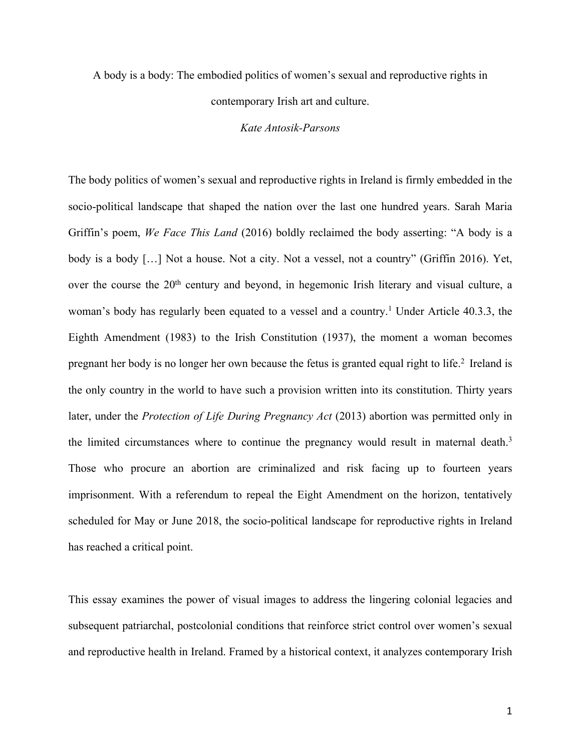# A body is a body: The embodied politics of women's sexual and reproductive rights in contemporary Irish art and culture.

*Kate Antosik-Parsons*

The body politics of women's sexual and reproductive rights in Ireland is firmly embedded in the socio-political landscape that shaped the nation over the last one hundred years. Sarah Maria Griffin's poem, *We Face This Land* (2016) boldly reclaimed the body asserting: "A body is a body is a body […] Not a house. Not a city. Not a vessel, not a country" (Griffin 2016). Yet, over the course the 20th century and beyond, in hegemonic Irish literary and visual culture, a woman's body has regularly been equated to a vessel and a country.[1] Under Article 40.3.3, the Eighth Amendment (1983) to the Irish Constitution (1937), the moment a woman becomes pregnant her body is no longer her own because the fetus is granted equal right to life.[2] Ireland is the only country in the world to have such a provision written into its constitution. Thirty years later, under the *Protection of Life During Pregnancy Act* (2013) abortion was permitted only in the limited circumstances where to continue the pregnancy would result in maternal death.[3] Those who procure an abortion are criminalized and risk facing up to fourteen years imprisonment. With a referendum to repeal the Eight Amendment on the horizon, tentatively scheduled for May or June 2018, the socio-political landscape for reproductive rights in Ireland has reached a critical point.

This essay examines the power of visual images to address the lingering colonial legacies and subsequent patriarchal, postcolonial conditions that reinforce strict control over women's sexual and reproductive health in Ireland. Framed by a historical context, it analyzes contemporary Irish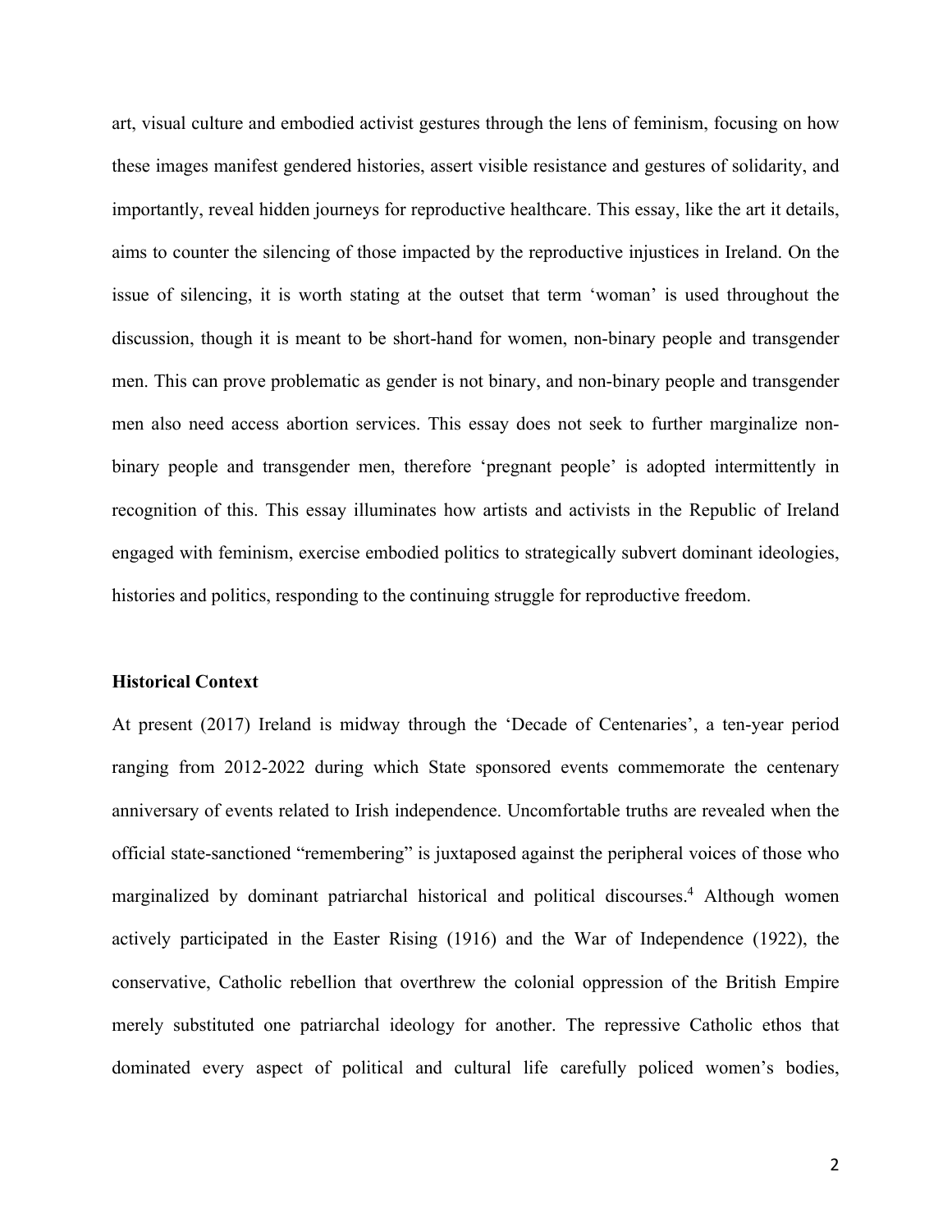art, visual culture and embodied activist gestures through the lens of feminism, focusing on how these images manifest gendered histories, assert visible resistance and gestures of solidarity, and importantly, reveal hidden journeys for reproductive healthcare. This essay, like the art it details, aims to counter the silencing of those impacted by the reproductive injustices in Ireland. On the issue of silencing, it is worth stating at the outset that term 'woman' is used throughout the discussion, though it is meant to be short-hand for women, non-binary people and transgender men. This can prove problematic as gender is not binary, and non-binary people and transgender men also need access abortion services. This essay does not seek to further marginalize non-binary people and transgender men, therefore 'pregnant people' is adopted intermittently in recognition of this. This essay illuminates how artists and activists in the Republic of Ireland engaged with feminism, exercise embodied politics to strategically subvert dominant ideologies, histories and politics, responding to the continuing struggle for reproductive freedom.

**Historical Context**

At present (2017) Ireland is midway through the 'Decade of Centenaries', a ten-year period ranging from 2012-2022 during which State sponsored events commemorate the centenary anniversary of events related to Irish independence. Uncomfortable truths are revealed when the official state-sanctioned "remembering" is juxtaposed against the peripheral voices of those who marginalized by dominant patriarchal historical and political discourses.[4] Although women actively participated in the Easter Rising (1916) and the War of Independence (1922), the conservative, Catholic rebellion that overthrew the colonial oppression of the British Empire merely substituted one patriarchal ideology for another. The repressive Catholic ethos that dominated every aspect of political and cultural life carefully policed women's bodies,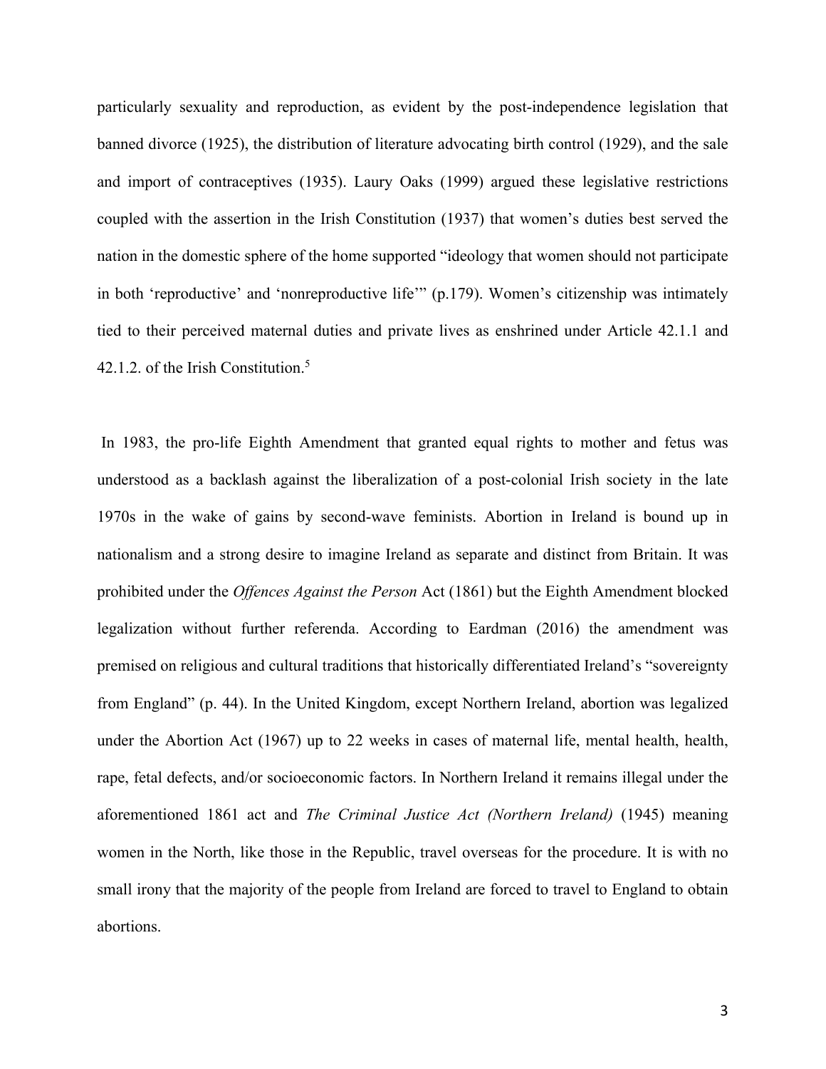particularly sexuality and reproduction, as evident by the post-independence legislation that banned divorce (1925), the distribution of literature advocating birth control (1929), and the sale and import of contraceptives (1935). Laury Oaks (1999) argued these legislative restrictions coupled with the assertion in the Irish Constitution (1937) that women's duties best served the nation in the domestic sphere of the home supported "ideology that women should not participate in both 'reproductive' and 'nonreproductive life'" (p.179). Women's citizenship was intimately tied to their perceived maternal duties and private lives as enshrined under Article 42.1.1 and 42.1.2. of the Irish Constitution.[5]

In 1983, the pro-life Eighth Amendment that granted equal rights to mother and fetus was understood as a backlash against the liberalization of a post-colonial Irish society in the late 1970s in the wake of gains by second-wave feminists. Abortion in Ireland is bound up in nationalism and a strong desire to imagine Ireland as separate and distinct from Britain. It was prohibited under the *Offences Against the Person* Act (1861) but the Eighth Amendment blocked legalization without further referenda. According to Eardman (2016) the amendment was premised on religious and cultural traditions that historically differentiated Ireland's "sovereignty from England" (p. 44). In the United Kingdom, except Northern Ireland, abortion was legalized under the Abortion Act (1967) up to 22 weeks in cases of maternal life, mental health, health, rape, fetal defects, and/or socioeconomic factors. In Northern Ireland it remains illegal under the aforementioned 1861 act and *The Criminal Justice Act (Northern Ireland)* (1945) meaning women in the North, like those in the Republic, travel overseas for the procedure. It is with no small irony that the majority of the people from Ireland are forced to travel to England to obtain abortions.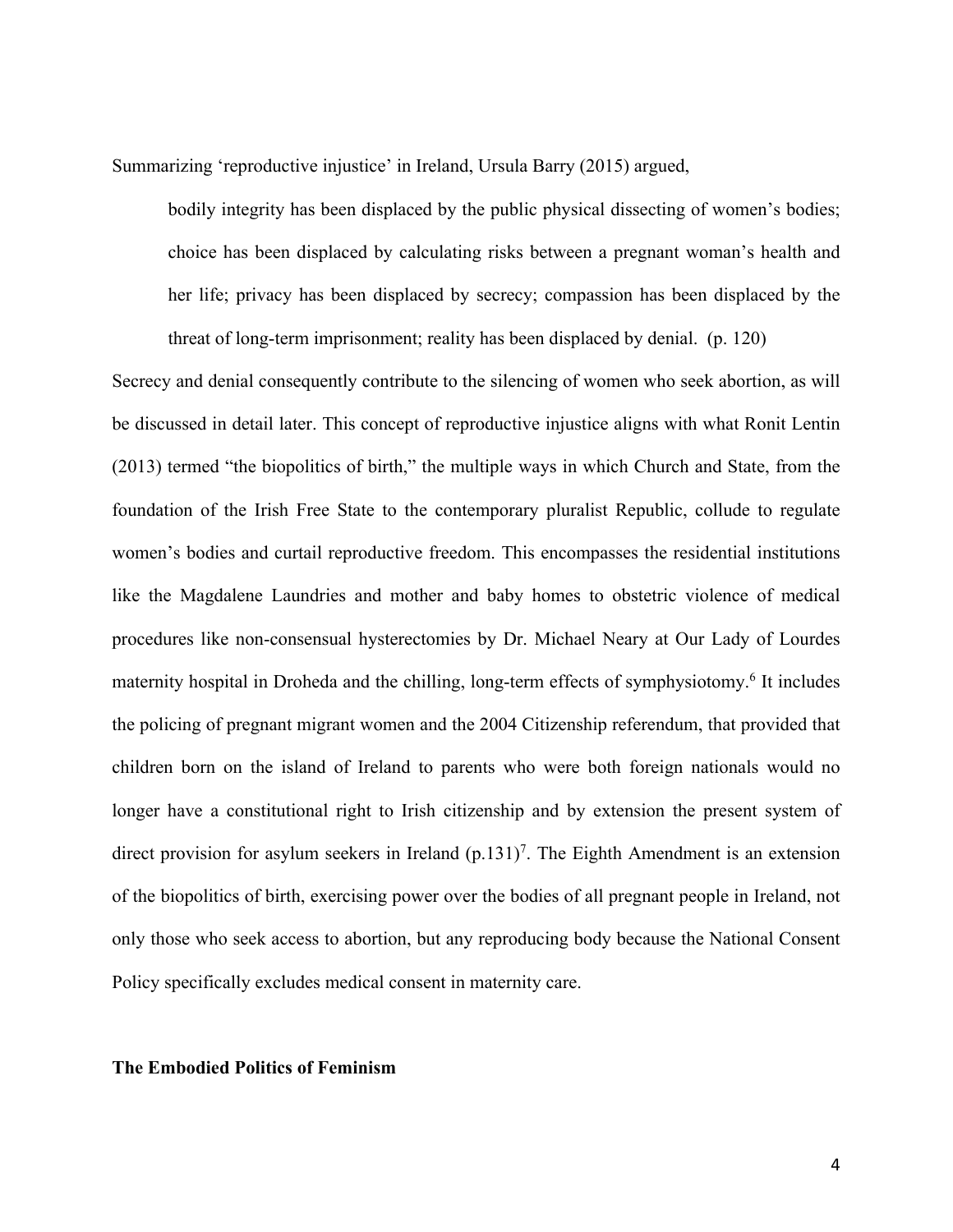Summarizing 'reproductive injustice' in Ireland, Ursula Barry (2015) argued,

> bodily integrity has been displaced by the public physical dissecting of women's bodies; choice has been displaced by calculating risks between a pregnant woman's health and her life; privacy has been displaced by secrecy; compassion has been displaced by the threat of long-term imprisonment; reality has been displaced by denial. (p. 120)

Secrecy and denial consequently contribute to the silencing of women who seek abortion, as will be discussed in detail later. This concept of reproductive injustice aligns with what Ronit Lentin (2013) termed "the biopolitics of birth," the multiple ways in which Church and State, from the foundation of the Irish Free State to the contemporary pluralist Republic, collude to regulate women's bodies and curtail reproductive freedom. This encompasses the residential institutions like the Magdalene Laundries and mother and baby homes to obstetric violence of medical procedures like non-consensual hysterectomies by Dr. Michael Neary at Our Lady of Lourdes maternity hospital in Droheda and the chilling, long-term effects of symphysiotomy.[6] It includes the policing of pregnant migrant women and the 2004 Citizenship referendum, that provided that children born on the island of Ireland to parents who were both foreign nationals would no longer have a constitutional right to Irish citizenship and by extension the present system of direct provision for asylum seekers in Ireland (p.131)[7]. The Eighth Amendment is an extension of the biopolitics of birth, exercising power over the bodies of all pregnant people in Ireland, not only those who seek access to abortion, but any reproducing body because the National Consent Policy specifically excludes medical consent in maternity care.

## The Embodied Politics of Feminism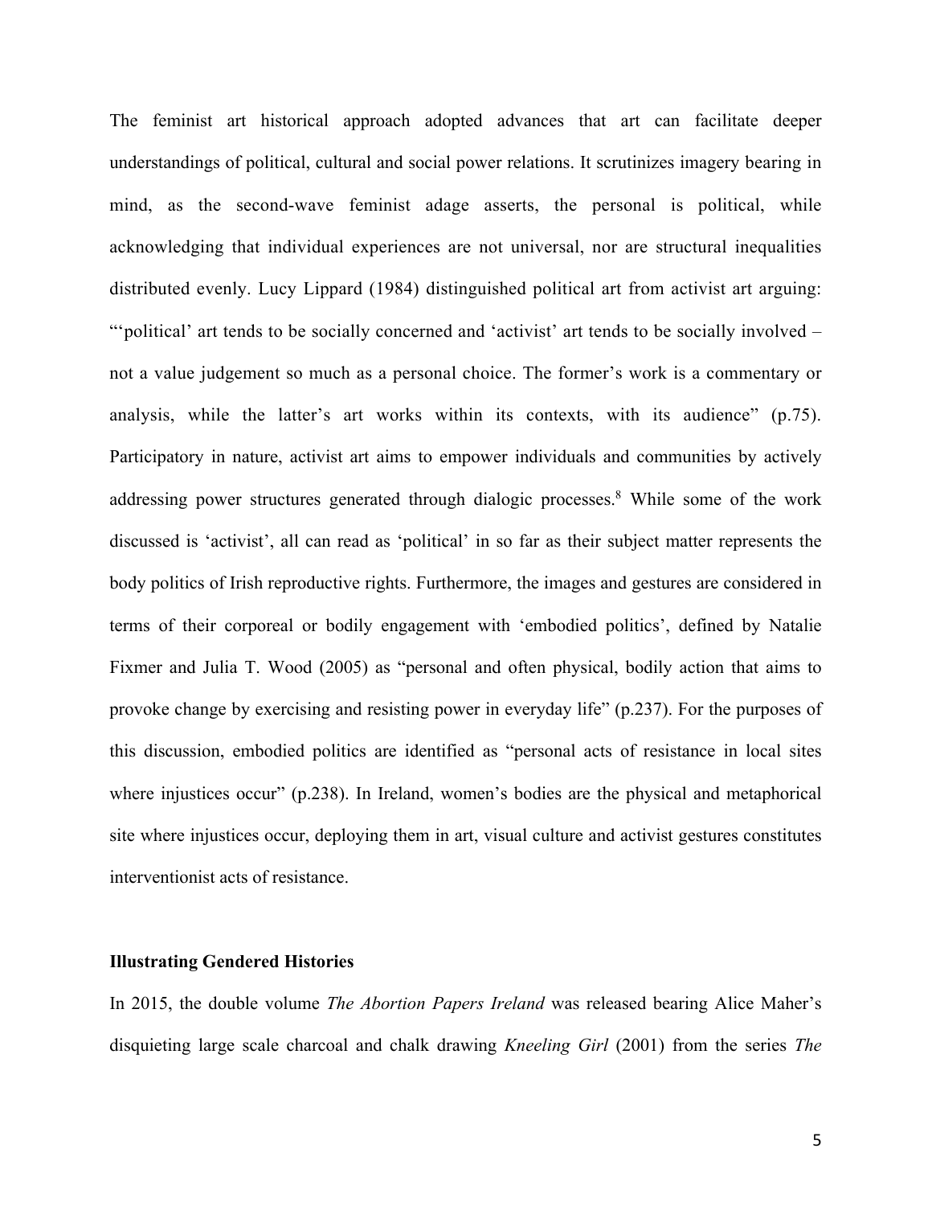The feminist art historical approach adopted advances that art can facilitate deeper understandings of political, cultural and social power relations. It scrutinizes imagery bearing in mind, as the second-wave feminist adage asserts, the personal is political, while acknowledging that individual experiences are not universal, nor are structural inequalities distributed evenly. Lucy Lippard (1984) distinguished political art from activist art arguing: "'political' art tends to be socially concerned and 'activist' art tends to be socially involved – not a value judgement so much as a personal choice. The former's work is a commentary or analysis, while the latter's art works within its contexts, with its audience" (p.75). Participatory in nature, activist art aims to empower individuals and communities by actively addressing power structures generated through dialogic processes.[8] While some of the work discussed is 'activist', all can read as 'political' in so far as their subject matter represents the body politics of Irish reproductive rights. Furthermore, the images and gestures are considered in terms of their corporeal or bodily engagement with 'embodied politics', defined by Natalie Fixmer and Julia T. Wood (2005) as "personal and often physical, bodily action that aims to provoke change by exercising and resisting power in everyday life" (p.237). For the purposes of this discussion, embodied politics are identified as "personal acts of resistance in local sites where injustices occur" (p.238). In Ireland, women's bodies are the physical and metaphorical site where injustices occur, deploying them in art, visual culture and activist gestures constitutes interventionist acts of resistance.

**Illustrating Gendered Histories**

In 2015, the double volume *The Abortion Papers Ireland* was released bearing Alice Maher's disquieting large scale charcoal and chalk drawing *Kneeling Girl* (2001) from the series *The*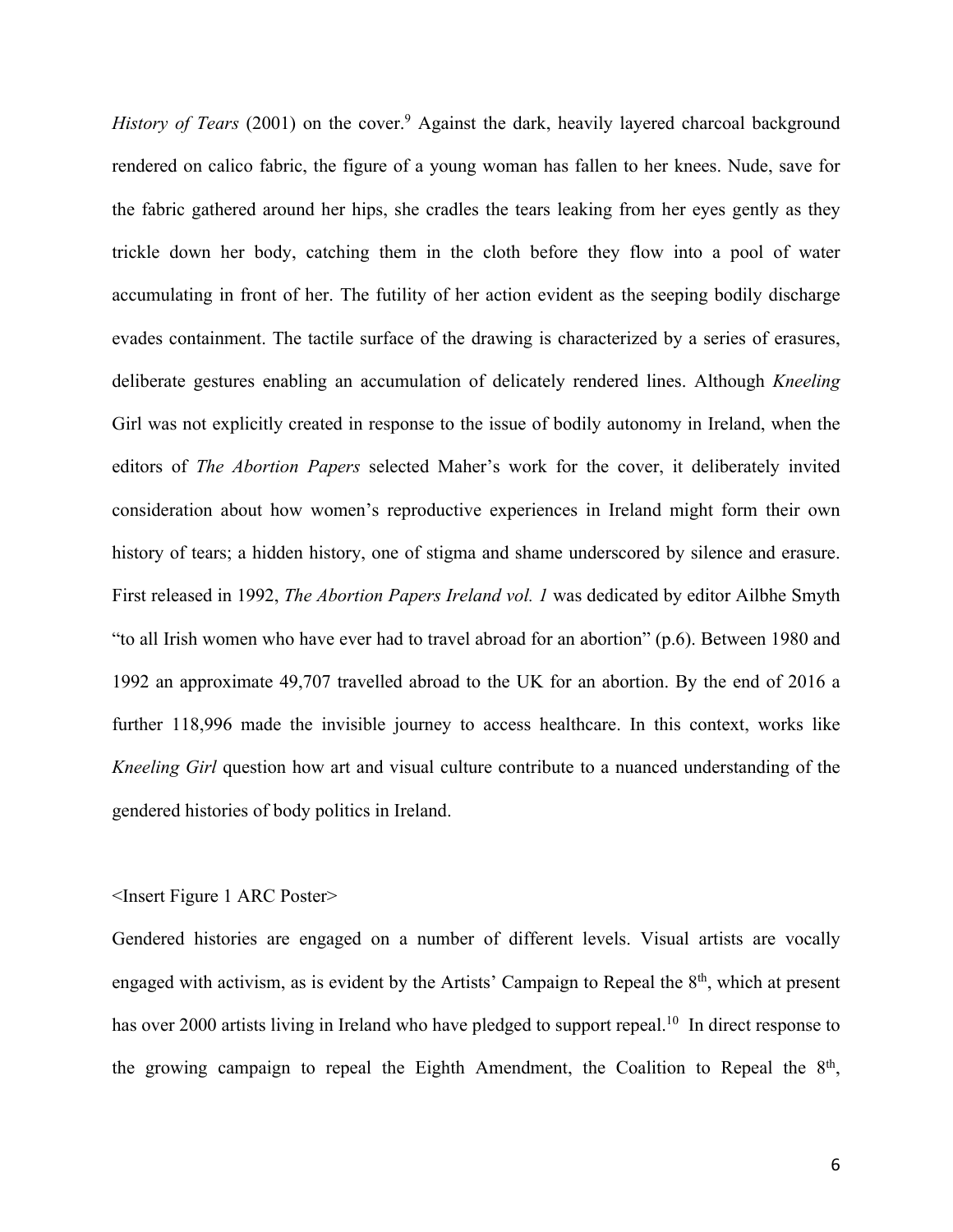*History of Tears* (2001) on the cover.[9] Against the dark, heavily layered charcoal background rendered on calico fabric, the figure of a young woman has fallen to her knees. Nude, save for the fabric gathered around her hips, she cradles the tears leaking from her eyes gently as they trickle down her body, catching them in the cloth before they flow into a pool of water accumulating in front of her. The futility of her action evident as the seeping bodily discharge evades containment. The tactile surface of the drawing is characterized by a series of erasures, deliberate gestures enabling an accumulation of delicately rendered lines. Although *Kneeling* Girl was not explicitly created in response to the issue of bodily autonomy in Ireland, when the editors of *The Abortion Papers* selected Maher's work for the cover, it deliberately invited consideration about how women's reproductive experiences in Ireland might form their own history of tears; a hidden history, one of stigma and shame underscored by silence and erasure. First released in 1992, *The Abortion Papers Ireland vol. 1* was dedicated by editor Ailbhe Smyth "to all Irish women who have ever had to travel abroad for an abortion" (p.6). Between 1980 and 1992 an approximate 49,707 travelled abroad to the UK for an abortion. By the end of 2016 a further 118,996 made the invisible journey to access healthcare. In this context, works like *Kneeling Girl* question how art and visual culture contribute to a nuanced understanding of the gendered histories of body politics in Ireland.

<Insert Figure 1 ARC Poster>

Gendered histories are engaged on a number of different levels. Visual artists are vocally engaged with activism, as is evident by the Artists' Campaign to Repeal the 8th, which at present has over 2000 artists living in Ireland who have pledged to support repeal.[10] In direct response to the growing campaign to repeal the Eighth Amendment, the Coalition to Repeal the 8th,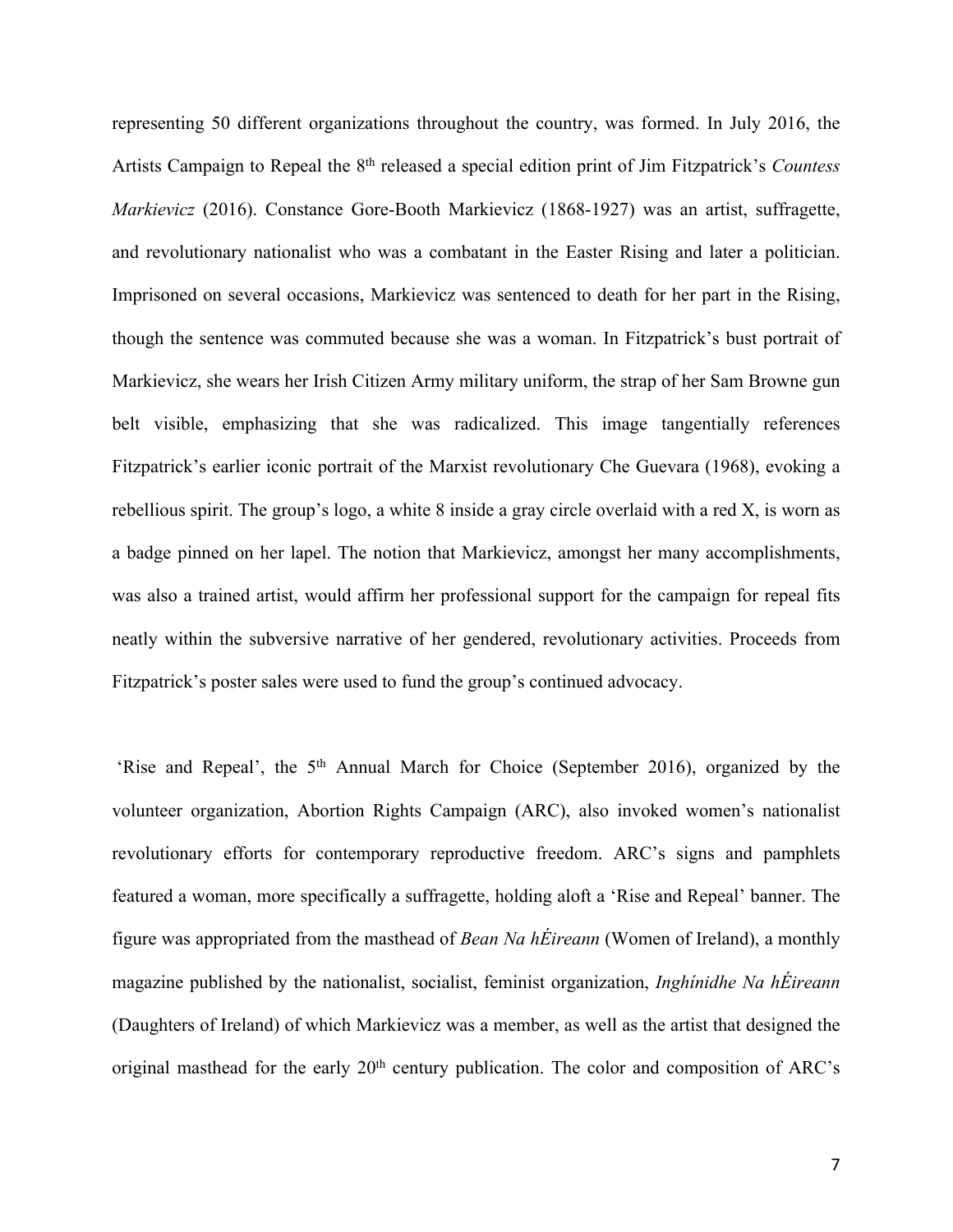representing 50 different organizations throughout the country, was formed. In July 2016, the Artists Campaign to Repeal the 8th released a special edition print of Jim Fitzpatrick's *Countess Markievicz* (2016). Constance Gore-Booth Markievicz (1868-1927) was an artist, suffragette, and revolutionary nationalist who was a combatant in the Easter Rising and later a politician. Imprisoned on several occasions, Markievicz was sentenced to death for her part in the Rising, though the sentence was commuted because she was a woman. In Fitzpatrick's bust portrait of Markievicz, she wears her Irish Citizen Army military uniform, the strap of her Sam Browne gun belt visible, emphasizing that she was radicalized. This image tangentially references Fitzpatrick's earlier iconic portrait of the Marxist revolutionary Che Guevara (1968), evoking a rebellious spirit. The group's logo, a white 8 inside a gray circle overlaid with a red X, is worn as a badge pinned on her lapel. The notion that Markievicz, amongst her many accomplishments, was also a trained artist, would affirm her professional support for the campaign for repeal fits neatly within the subversive narrative of her gendered, revolutionary activities. Proceeds from Fitzpatrick's poster sales were used to fund the group's continued advocacy.

'Rise and Repeal', the 5th Annual March for Choice (September 2016), organized by the volunteer organization, Abortion Rights Campaign (ARC), also invoked women's nationalist revolutionary efforts for contemporary reproductive freedom. ARC's signs and pamphlets featured a woman, more specifically a suffragette, holding aloft a 'Rise and Repeal' banner. The figure was appropriated from the masthead of *Bean Na hÉireann* (Women of Ireland), a monthly magazine published by the nationalist, socialist, feminist organization, *Inghínidhe Na hÉireann* (Daughters of Ireland) of which Markievicz was a member, as well as the artist that designed the original masthead for the early 20th century publication. The color and composition of ARC's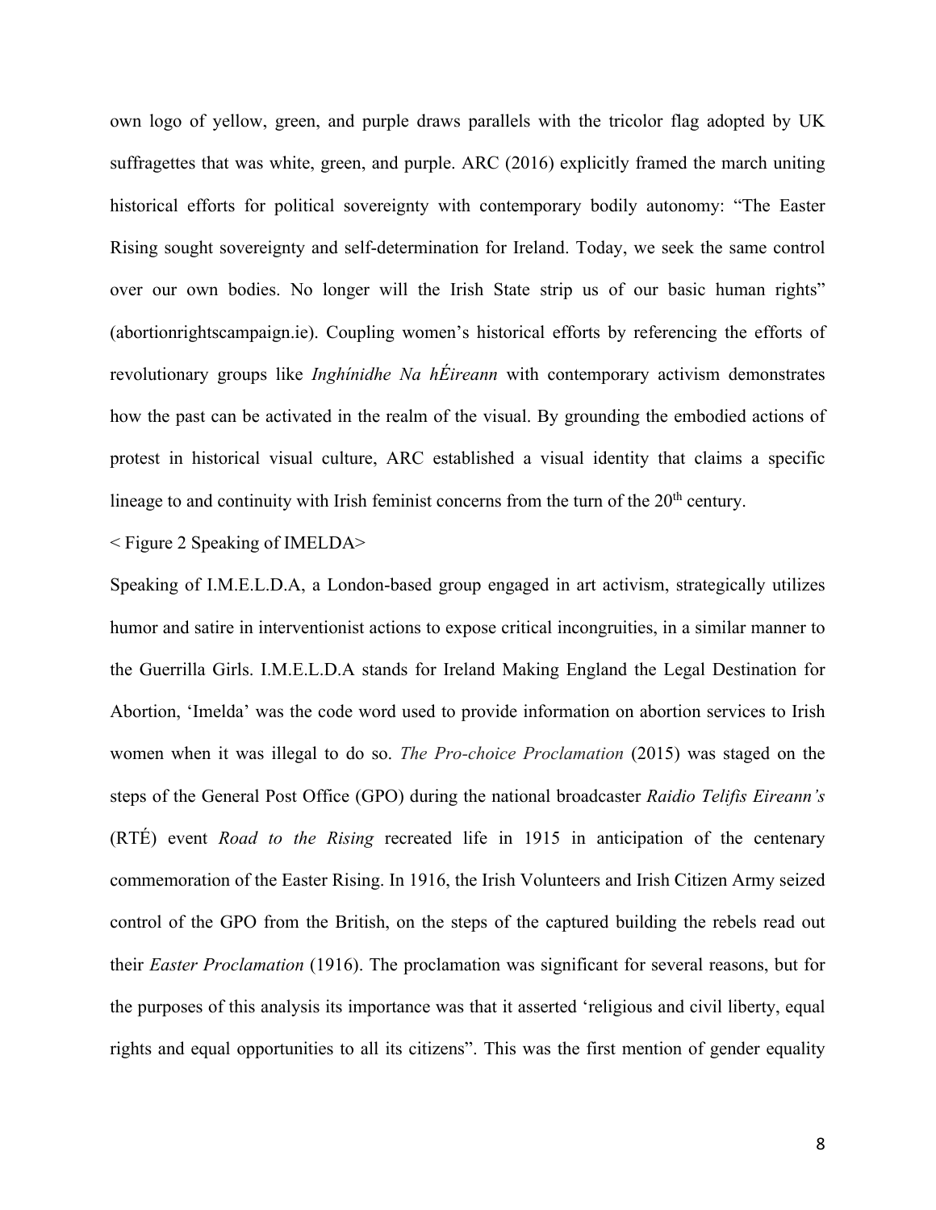own logo of yellow, green, and purple draws parallels with the tricolor flag adopted by UK suffragettes that was white, green, and purple. ARC (2016) explicitly framed the march uniting historical efforts for political sovereignty with contemporary bodily autonomy: "The Easter Rising sought sovereignty and self-determination for Ireland. Today, we seek the same control over our own bodies. No longer will the Irish State strip us of our basic human rights" (abortionrightscampaign.ie). Coupling women's historical efforts by referencing the efforts of revolutionary groups like *Inghínidhe Na hÉireann* with contemporary activism demonstrates how the past can be activated in the realm of the visual. By grounding the embodied actions of protest in historical visual culture, ARC established a visual identity that claims a specific lineage to and continuity with Irish feminist concerns from the turn of the 20th century.

< Figure 2 Speaking of IMELDA>

Speaking of I.M.E.L.D.A, a London-based group engaged in art activism, strategically utilizes humor and satire in interventionist actions to expose critical incongruities, in a similar manner to the Guerrilla Girls. I.M.E.L.D.A stands for Ireland Making England the Legal Destination for Abortion, 'Imelda' was the code word used to provide information on abortion services to Irish women when it was illegal to do so. *The Pro-choice Proclamation* (2015) was staged on the steps of the General Post Office (GPO) during the national broadcaster *Raidio Telifis Eireann's* (RTÉ) event *Road to the Rising* recreated life in 1915 in anticipation of the centenary commemoration of the Easter Rising. In 1916, the Irish Volunteers and Irish Citizen Army seized control of the GPO from the British, on the steps of the captured building the rebels read out their *Easter Proclamation* (1916). The proclamation was significant for several reasons, but for the purposes of this analysis its importance was that it asserted 'religious and civil liberty, equal rights and equal opportunities to all its citizens". This was the first mention of gender equality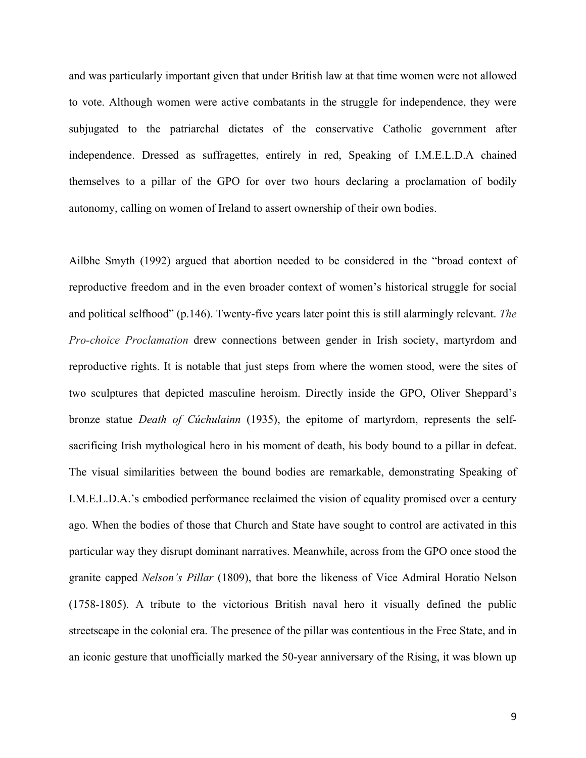and was particularly important given that under British law at that time women were not allowed to vote. Although women were active combatants in the struggle for independence, they were subjugated to the patriarchal dictates of the conservative Catholic government after independence. Dressed as suffragettes, entirely in red, Speaking of I.M.E.L.D.A chained themselves to a pillar of the GPO for over two hours declaring a proclamation of bodily autonomy, calling on women of Ireland to assert ownership of their own bodies.

Ailbhe Smyth (1992) argued that abortion needed to be considered in the "broad context of reproductive freedom and in the even broader context of women's historical struggle for social and political selfhood" (p.146). Twenty-five years later point this is still alarmingly relevant. *The Pro-choice Proclamation* drew connections between gender in Irish society, martyrdom and reproductive rights. It is notable that just steps from where the women stood, were the sites of two sculptures that depicted masculine heroism. Directly inside the GPO, Oliver Sheppard's bronze statue *Death of Cúchulainn* (1935), the epitome of martyrdom, represents the self-sacrificing Irish mythological hero in his moment of death, his body bound to a pillar in defeat. The visual similarities between the bound bodies are remarkable, demonstrating Speaking of I.M.E.L.D.A.'s embodied performance reclaimed the vision of equality promised over a century ago. When the bodies of those that Church and State have sought to control are activated in this particular way they disrupt dominant narratives. Meanwhile, across from the GPO once stood the granite capped *Nelson's Pillar* (1809), that bore the likeness of Vice Admiral Horatio Nelson (1758-1805). A tribute to the victorious British naval hero it visually defined the public streetscape in the colonial era. The presence of the pillar was contentious in the Free State, and in an iconic gesture that unofficially marked the 50-year anniversary of the Rising, it was blown up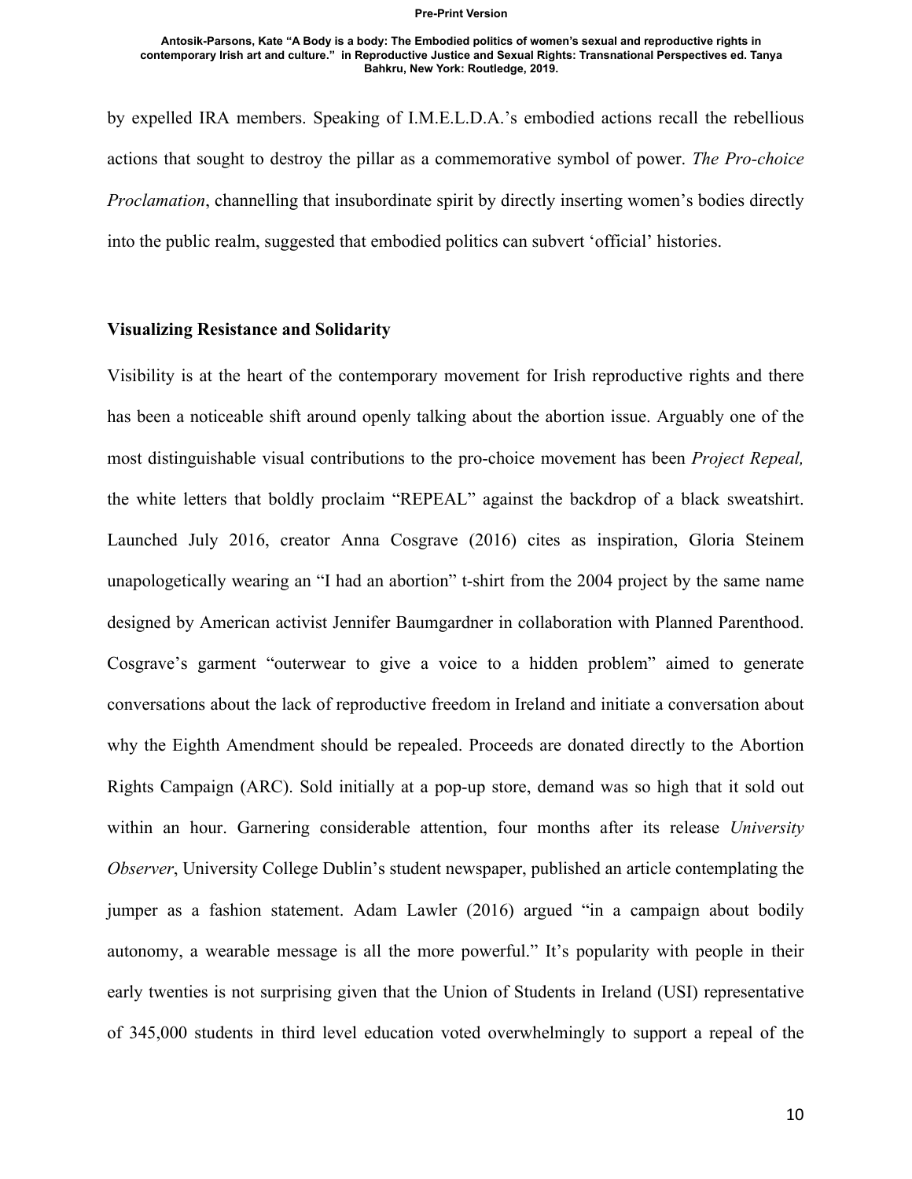by expelled IRA members. Speaking of I.M.E.L.D.A.'s embodied actions recall the rebellious actions that sought to destroy the pillar as a commemorative symbol of power. *The Pro-choice Proclamation*, channelling that insubordinate spirit by directly inserting women's bodies directly into the public realm, suggested that embodied politics can subvert 'official' histories.

## Visualizing Resistance and Solidarity

Visibility is at the heart of the contemporary movement for Irish reproductive rights and there has been a noticeable shift around openly talking about the abortion issue. Arguably one of the most distinguishable visual contributions to the pro-choice movement has been *Project Repeal,* the white letters that boldly proclaim "REPEAL" against the backdrop of a black sweatshirt. Launched July 2016, creator Anna Cosgrave (2016) cites as inspiration, Gloria Steinem unapologetically wearing an "I had an abortion" t-shirt from the 2004 project by the same name designed by American activist Jennifer Baumgardner in collaboration with Planned Parenthood. Cosgrave's garment "outerwear to give a voice to a hidden problem" aimed to generate conversations about the lack of reproductive freedom in Ireland and initiate a conversation about why the Eighth Amendment should be repealed. Proceeds are donated directly to the Abortion Rights Campaign (ARC). Sold initially at a pop-up store, demand was so high that it sold out within an hour. Garnering considerable attention, four months after its release *University Observer*, University College Dublin's student newspaper, published an article contemplating the jumper as a fashion statement. Adam Lawler (2016) argued "in a campaign about bodily autonomy, a wearable message is all the more powerful." It's popularity with people in their early twenties is not surprising given that the Union of Students in Ireland (USI) representative of 345,000 students in third level education voted overwhelmingly to support a repeal of the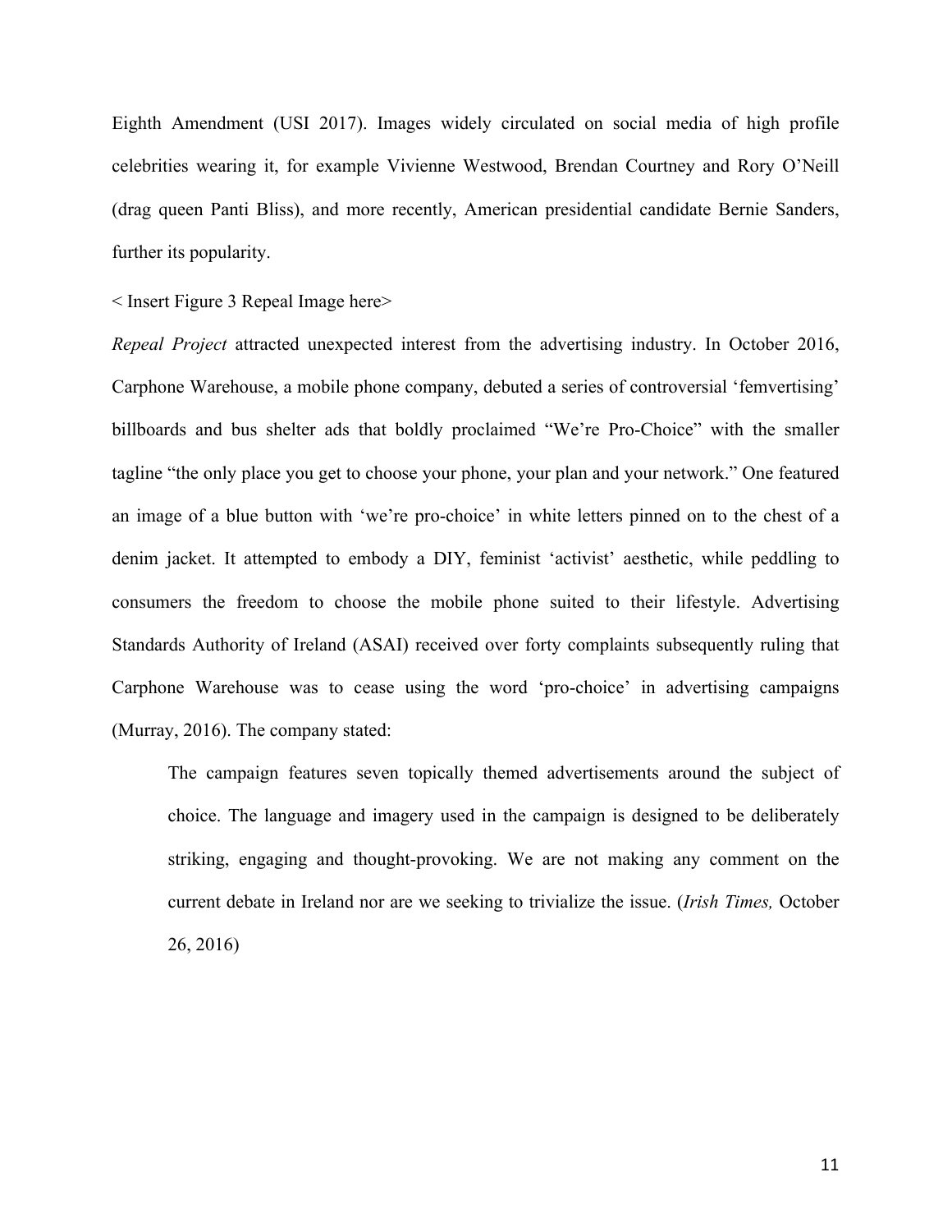Eighth Amendment (USI 2017). Images widely circulated on social media of high profile celebrities wearing it, for example Vivienne Westwood, Brendan Courtney and Rory O'Neill (drag queen Panti Bliss), and more recently, American presidential candidate Bernie Sanders, further its popularity.

< Insert Figure 3 Repeal Image here>

*Repeal Project* attracted unexpected interest from the advertising industry. In October 2016, Carphone Warehouse, a mobile phone company, debuted a series of controversial 'femvertising' billboards and bus shelter ads that boldly proclaimed "We're Pro-Choice" with the smaller tagline "the only place you get to choose your phone, your plan and your network." One featured an image of a blue button with 'we're pro-choice' in white letters pinned on to the chest of a denim jacket. It attempted to embody a DIY, feminist 'activist' aesthetic, while peddling to consumers the freedom to choose the mobile phone suited to their lifestyle. Advertising Standards Authority of Ireland (ASAI) received over forty complaints subsequently ruling that Carphone Warehouse was to cease using the word 'pro-choice' in advertising campaigns (Murray, 2016). The company stated:

> The campaign features seven topically themed advertisements around the subject of choice. The language and imagery used in the campaign is designed to be deliberately striking, engaging and thought-provoking. We are not making any comment on the current debate in Ireland nor are we seeking to trivialize the issue. (*Irish Times,* October 26, 2016)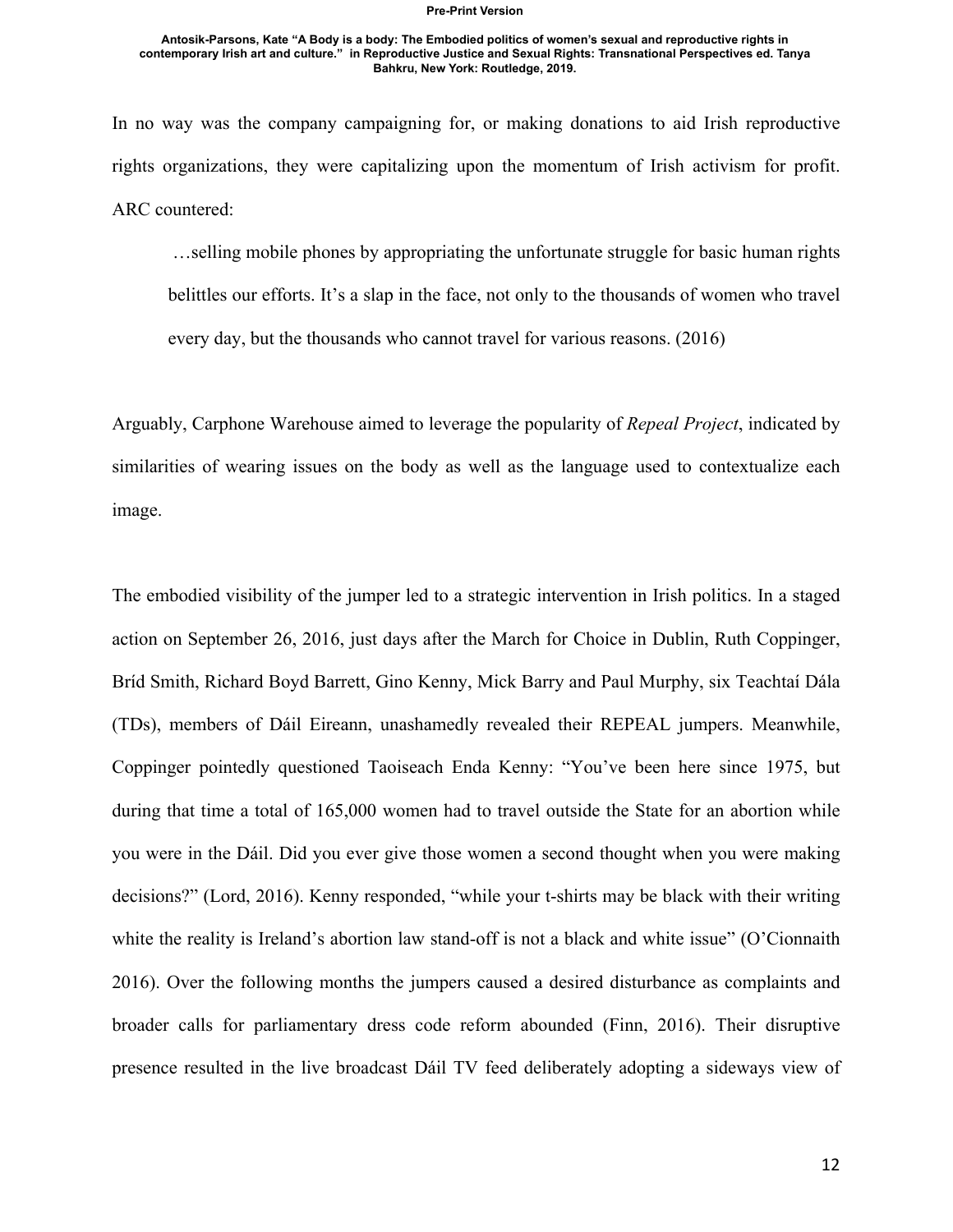In no way was the company campaigning for, or making donations to aid Irish reproductive rights organizations, they were capitalizing upon the momentum of Irish activism for profit. ARC countered:

> …selling mobile phones by appropriating the unfortunate struggle for basic human rights belittles our efforts. It's a slap in the face, not only to the thousands of women who travel every day, but the thousands who cannot travel for various reasons. (2016)

Arguably, Carphone Warehouse aimed to leverage the popularity of *Repeal Project*, indicated by similarities of wearing issues on the body as well as the language used to contextualize each image.

The embodied visibility of the jumper led to a strategic intervention in Irish politics. In a staged action on September 26, 2016, just days after the March for Choice in Dublin, Ruth Coppinger, Bríd Smith, Richard Boyd Barrett, Gino Kenny, Mick Barry and Paul Murphy, six Teachtaí Dála (TDs), members of Dáil Eireann, unashamedly revealed their REPEAL jumpers. Meanwhile, Coppinger pointedly questioned Taoiseach Enda Kenny: "You've been here since 1975, but during that time a total of 165,000 women had to travel outside the State for an abortion while you were in the Dáil. Did you ever give those women a second thought when you were making decisions?" (Lord, 2016). Kenny responded, "while your t-shirts may be black with their writing white the reality is Ireland's abortion law stand-off is not a black and white issue" (O'Cionnaith 2016). Over the following months the jumpers caused a desired disturbance as complaints and broader calls for parliamentary dress code reform abounded (Finn, 2016). Their disruptive presence resulted in the live broadcast Dáil TV feed deliberately adopting a sideways view of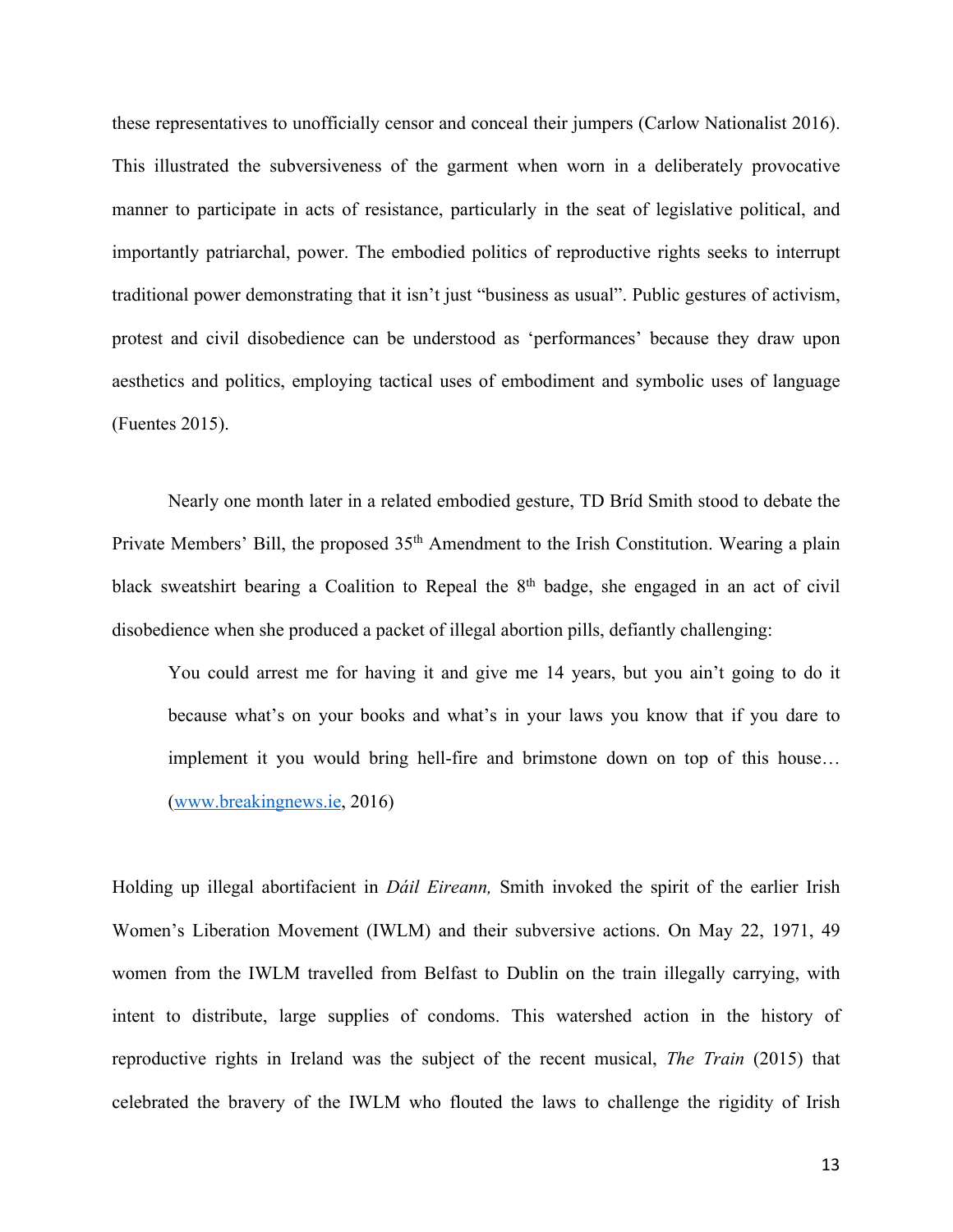these representatives to unofficially censor and conceal their jumpers (Carlow Nationalist 2016). This illustrated the subversiveness of the garment when worn in a deliberately provocative manner to participate in acts of resistance, particularly in the seat of legislative political, and importantly patriarchal, power. The embodied politics of reproductive rights seeks to interrupt traditional power demonstrating that it isn't just "business as usual". Public gestures of activism, protest and civil disobedience can be understood as 'performances' because they draw upon aesthetics and politics, employing tactical uses of embodiment and symbolic uses of language (Fuentes 2015).

Nearly one month later in a related embodied gesture, TD Bríd Smith stood to debate the Private Members' Bill, the proposed 35th Amendment to the Irish Constitution. Wearing a plain black sweatshirt bearing a Coalition to Repeal the 8th badge, she engaged in an act of civil disobedience when she produced a packet of illegal abortion pills, defiantly challenging:

> You could arrest me for having it and give me 14 years, but you ain't going to do it because what's on your books and what's in your laws you know that if you dare to implement it you would bring hell-fire and brimstone down on top of this house… (www.breakingnews.ie, 2016)

Holding up illegal abortifacient in *Dáil Eireann,* Smith invoked the spirit of the earlier Irish Women's Liberation Movement (IWLM) and their subversive actions. On May 22, 1971, 49 women from the IWLM travelled from Belfast to Dublin on the train illegally carrying, with intent to distribute, large supplies of condoms. This watershed action in the history of reproductive rights in Ireland was the subject of the recent musical, *The Train* (2015) that celebrated the bravery of the IWLM who flouted the laws to challenge the rigidity of Irish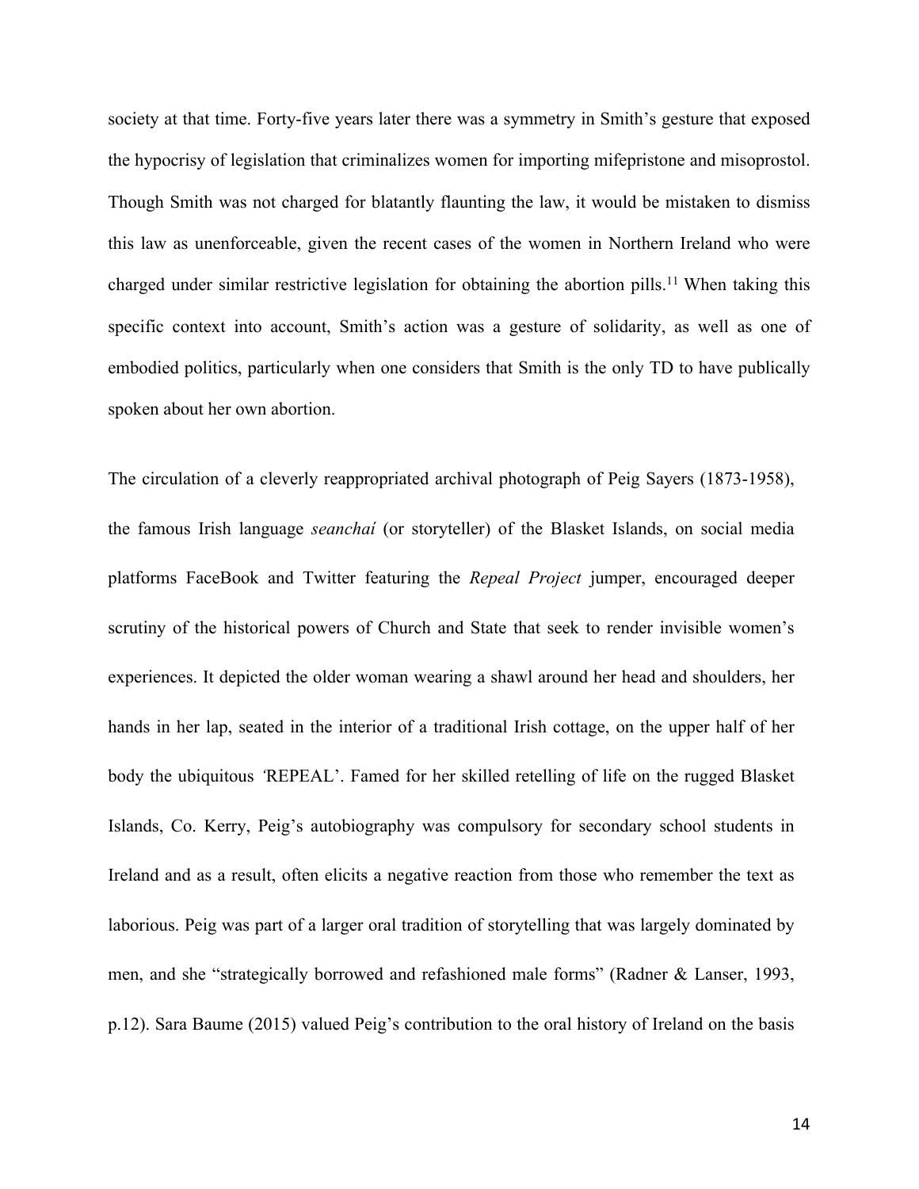society at that time. Forty-five years later there was a symmetry in Smith's gesture that exposed the hypocrisy of legislation that criminalizes women for importing mifepristone and misoprostol. Though Smith was not charged for blatantly flaunting the law, it would be mistaken to dismiss this law as unenforceable, given the recent cases of the women in Northern Ireland who were charged under similar restrictive legislation for obtaining the abortion pills.[11] When taking this specific context into account, Smith's action was a gesture of solidarity, as well as one of embodied politics, particularly when one considers that Smith is the only TD to have publically spoken about her own abortion.

The circulation of a cleverly reappropriated archival photograph of Peig Sayers (1873-1958), the famous Irish language *seanchaí* (or storyteller) of the Blasket Islands, on social media platforms FaceBook and Twitter featuring the *Repeal Project* jumper, encouraged deeper scrutiny of the historical powers of Church and State that seek to render invisible women's experiences. It depicted the older woman wearing a shawl around her head and shoulders, her hands in her lap, seated in the interior of a traditional Irish cottage, on the upper half of her body the ubiquitous 'REPEAL'. Famed for her skilled retelling of life on the rugged Blasket Islands, Co. Kerry, Peig's autobiography was compulsory for secondary school students in Ireland and as a result, often elicits a negative reaction from those who remember the text as laborious. Peig was part of a larger oral tradition of storytelling that was largely dominated by men, and she "strategically borrowed and refashioned male forms" (Radner & Lanser, 1993, p.12). Sara Baume (2015) valued Peig's contribution to the oral history of Ireland on the basis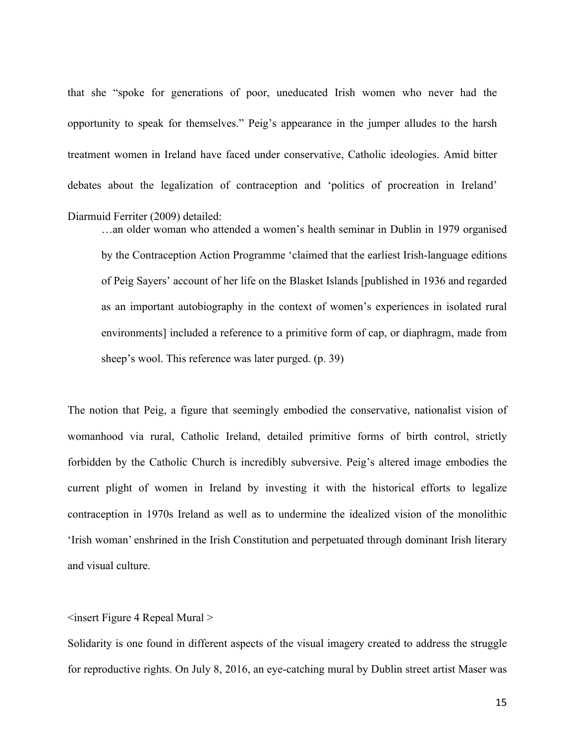that she "spoke for generations of poor, uneducated Irish women who never had the opportunity to speak for themselves." Peig's appearance in the jumper alludes to the harsh treatment women in Ireland have faced under conservative, Catholic ideologies. Amid bitter debates about the legalization of contraception and 'politics of procreation in Ireland' Diarmuid Ferriter (2009) detailed:

> …an older woman who attended a women's health seminar in Dublin in 1979 organised by the Contraception Action Programme 'claimed that the earliest Irish-language editions of Peig Sayers' account of her life on the Blasket Islands [published in 1936 and regarded as an important autobiography in the context of women's experiences in isolated rural environments] included a reference to a primitive form of cap, or diaphragm, made from sheep's wool. This reference was later purged. (p. 39)

The notion that Peig, a figure that seemingly embodied the conservative, nationalist vision of womanhood via rural, Catholic Ireland, detailed primitive forms of birth control, strictly forbidden by the Catholic Church is incredibly subversive. Peig's altered image embodies the current plight of women in Ireland by investing it with the historical efforts to legalize contraception in 1970s Ireland as well as to undermine the idealized vision of the monolithic 'Irish woman' enshrined in the Irish Constitution and perpetuated through dominant Irish literary and visual culture.

<insert Figure 4 Repeal Mural >

Solidarity is one found in different aspects of the visual imagery created to address the struggle for reproductive rights. On July 8, 2016, an eye-catching mural by Dublin street artist Maser was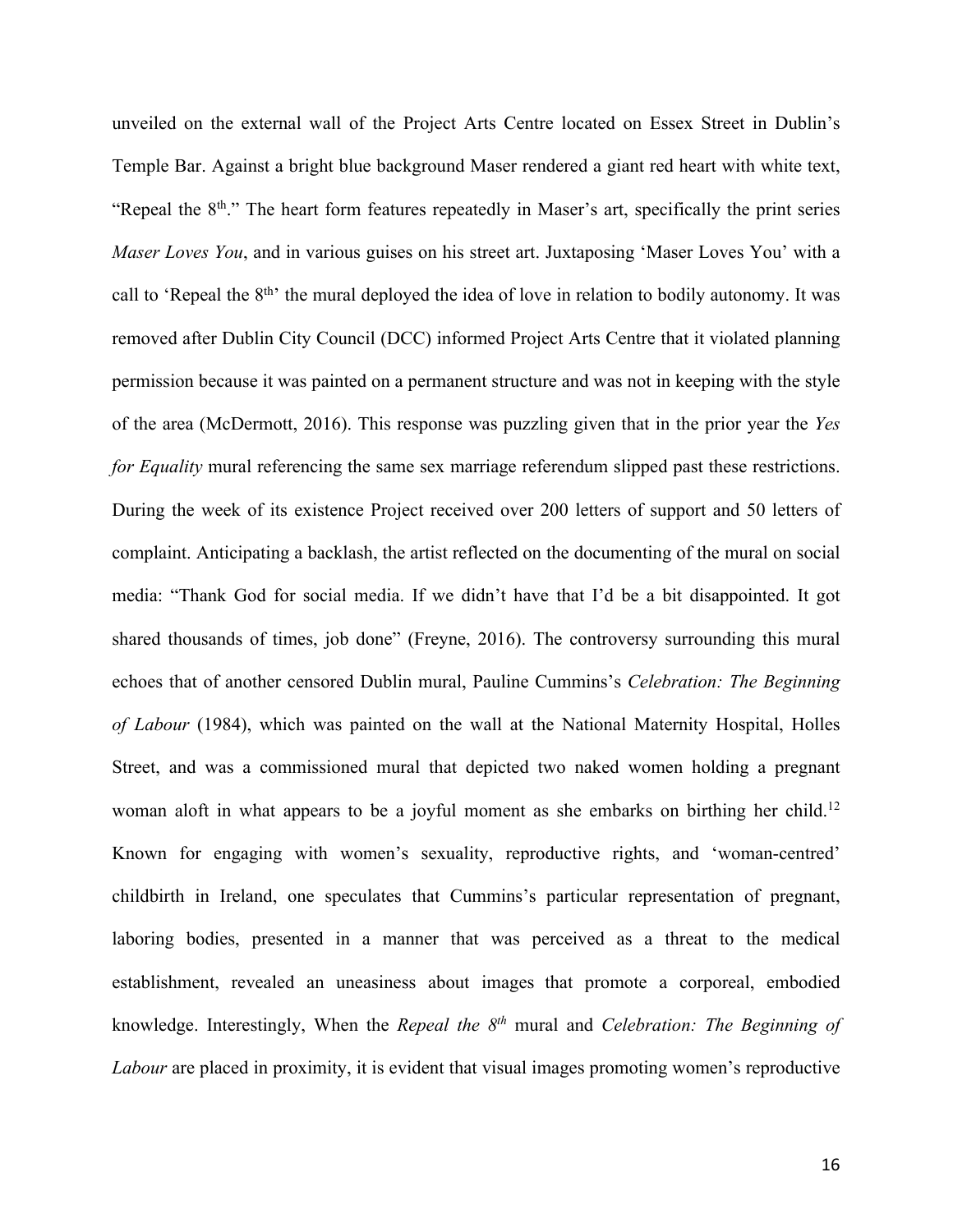unveiled on the external wall of the Project Arts Centre located on Essex Street in Dublin's Temple Bar. Against a bright blue background Maser rendered a giant red heart with white text, "Repeal the 8$^{th}$." The heart form features repeatedly in Maser's art, specifically the print series *Maser Loves You*, and in various guises on his street art. Juxtaposing 'Maser Loves You' with a call to 'Repeal the 8$^{th}$' the mural deployed the idea of love in relation to bodily autonomy. It was removed after Dublin City Council (DCC) informed Project Arts Centre that it violated planning permission because it was painted on a permanent structure and was not in keeping with the style of the area (McDermott, 2016). This response was puzzling given that in the prior year the *Yes for Equality* mural referencing the same sex marriage referendum slipped past these restrictions. During the week of its existence Project received over 200 letters of support and 50 letters of complaint. Anticipating a backlash, the artist reflected on the documenting of the mural on social media: "Thank God for social media. If we didn't have that I'd be a bit disappointed. It got shared thousands of times, job done" (Freyne, 2016). The controversy surrounding this mural echoes that of another censored Dublin mural, Pauline Cummins's *Celebration: The Beginning of Labour* (1984), which was painted on the wall at the National Maternity Hospital, Holles Street, and was a commissioned mural that depicted two naked women holding a pregnant woman aloft in what appears to be a joyful moment as she embarks on birthing her child.[12] Known for engaging with women's sexuality, reproductive rights, and 'woman-centred' childbirth in Ireland, one speculates that Cummins's particular representation of pregnant, laboring bodies, presented in a manner that was perceived as a threat to the medical establishment, revealed an uneasiness about images that promote a corporeal, embodied knowledge. Interestingly, When the *Repeal the 8$^{th}$* mural and *Celebration: The Beginning of Labour* are placed in proximity, it is evident that visual images promoting women's reproductive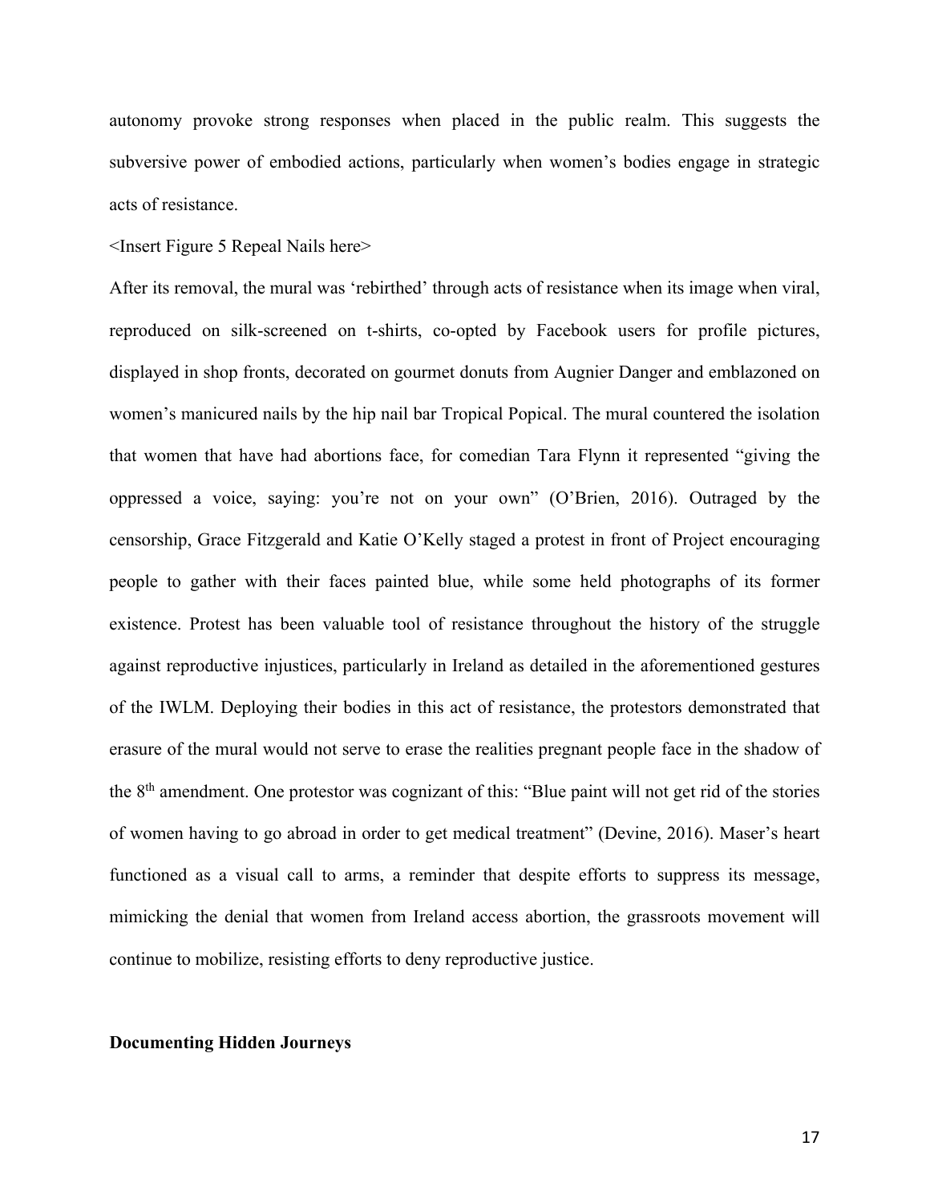autonomy provoke strong responses when placed in the public realm. This suggests the subversive power of embodied actions, particularly when women's bodies engage in strategic acts of resistance.

<Insert Figure 5 Repeal Nails here>

After its removal, the mural was 'rebirthed' through acts of resistance when its image when viral, reproduced on silk-screened on t-shirts, co-opted by Facebook users for profile pictures, displayed in shop fronts, decorated on gourmet donuts from Augnier Danger and emblazoned on women's manicured nails by the hip nail bar Tropical Popical. The mural countered the isolation that women that have had abortions face, for comedian Tara Flynn it represented "giving the oppressed a voice, saying: you're not on your own" (O'Brien, 2016). Outraged by the censorship, Grace Fitzgerald and Katie O'Kelly staged a protest in front of Project encouraging people to gather with their faces painted blue, while some held photographs of its former existence. Protest has been valuable tool of resistance throughout the history of the struggle against reproductive injustices, particularly in Ireland as detailed in the aforementioned gestures of the IWLM. Deploying their bodies in this act of resistance, the protestors demonstrated that erasure of the mural would not serve to erase the realities pregnant people face in the shadow of the 8th amendment. One protestor was cognizant of this: "Blue paint will not get rid of the stories of women having to go abroad in order to get medical treatment" (Devine, 2016). Maser's heart functioned as a visual call to arms, a reminder that despite efforts to suppress its message, mimicking the denial that women from Ireland access abortion, the grassroots movement will continue to mobilize, resisting efforts to deny reproductive justice.

**Documenting Hidden Journeys**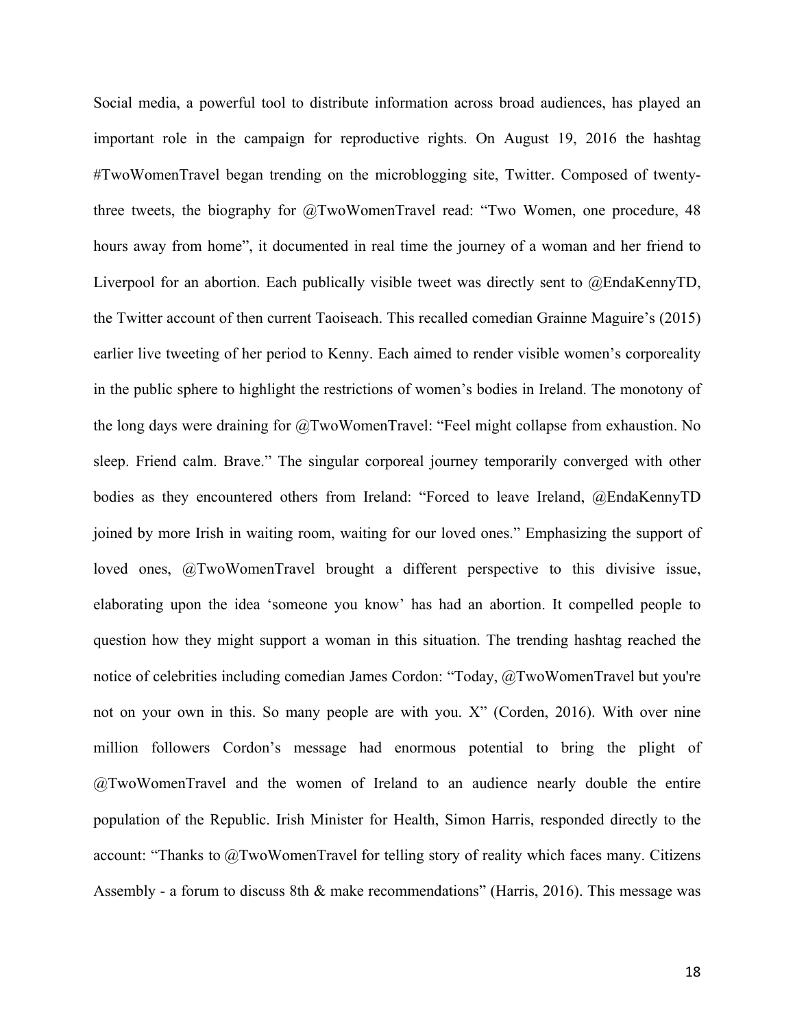Social media, a powerful tool to distribute information across broad audiences, has played an important role in the campaign for reproductive rights. On August 19, 2016 the hashtag #TwoWomenTravel began trending on the microblogging site, Twitter. Composed of twenty-three tweets, the biography for @TwoWomenTravel read: "Two Women, one procedure, 48 hours away from home", it documented in real time the journey of a woman and her friend to Liverpool for an abortion. Each publically visible tweet was directly sent to @EndaKennyTD, the Twitter account of then current Taoiseach. This recalled comedian Grainne Maguire's (2015) earlier live tweeting of her period to Kenny. Each aimed to render visible women's corporeality in the public sphere to highlight the restrictions of women's bodies in Ireland. The monotony of the long days were draining for @TwoWomenTravel: "Feel might collapse from exhaustion. No sleep. Friend calm. Brave." The singular corporeal journey temporarily converged with other bodies as they encountered others from Ireland: "Forced to leave Ireland, @EndaKennyTD joined by more Irish in waiting room, waiting for our loved ones." Emphasizing the support of loved ones, @TwoWomenTravel brought a different perspective to this divisive issue, elaborating upon the idea 'someone you know' has had an abortion. It compelled people to question how they might support a woman in this situation. The trending hashtag reached the notice of celebrities including comedian James Cordon: "Today, @TwoWomenTravel but you're not on your own in this. So many people are with you. X" (Corden, 2016). With over nine million followers Cordon's message had enormous potential to bring the plight of @TwoWomenTravel and the women of Ireland to an audience nearly double the entire population of the Republic. Irish Minister for Health, Simon Harris, responded directly to the account: "Thanks to @TwoWomenTravel for telling story of reality which faces many. Citizens Assembly - a forum to discuss 8th & make recommendations" (Harris, 2016). This message was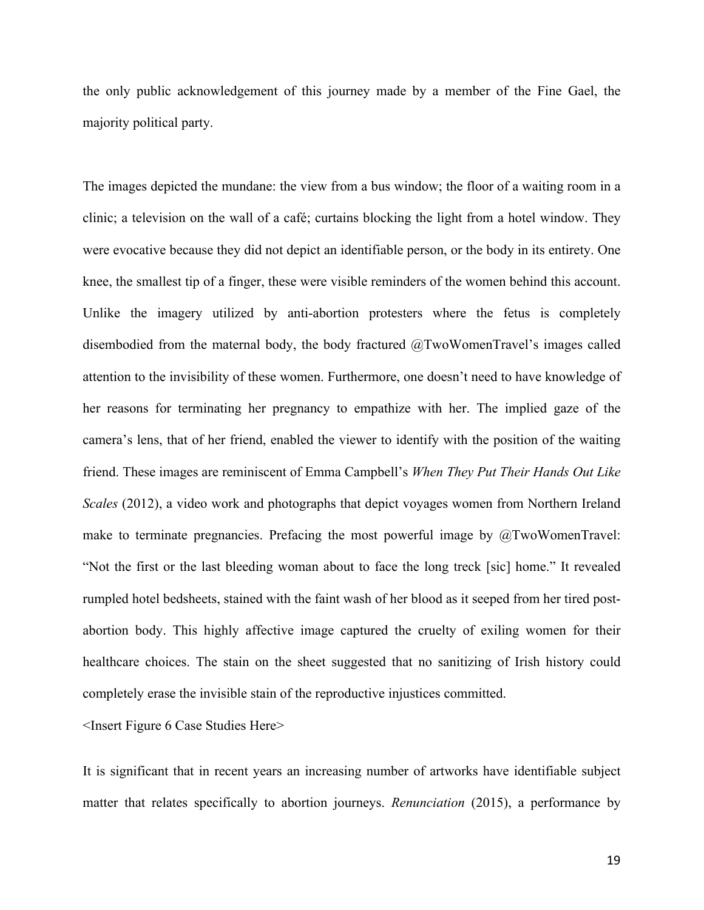the only public acknowledgement of this journey made by a member of the Fine Gael, the majority political party.

The images depicted the mundane: the view from a bus window; the floor of a waiting room in a clinic; a television on the wall of a café; curtains blocking the light from a hotel window. They were evocative because they did not depict an identifiable person, or the body in its entirety. One knee, the smallest tip of a finger, these were visible reminders of the women behind this account. Unlike the imagery utilized by anti-abortion protesters where the fetus is completely disembodied from the maternal body, the body fractured @TwoWomenTravel's images called attention to the invisibility of these women. Furthermore, one doesn't need to have knowledge of her reasons for terminating her pregnancy to empathize with her. The implied gaze of the camera's lens, that of her friend, enabled the viewer to identify with the position of the waiting friend. These images are reminiscent of Emma Campbell's *When They Put Their Hands Out Like Scales* (2012), a video work and photographs that depict voyages women from Northern Ireland make to terminate pregnancies. Prefacing the most powerful image by @TwoWomenTravel: "Not the first or the last bleeding woman about to face the long treck [sic] home." It revealed rumpled hotel bedsheets, stained with the faint wash of her blood as it seeped from her tired post-abortion body. This highly affective image captured the cruelty of exiling women for their healthcare choices. The stain on the sheet suggested that no sanitizing of Irish history could completely erase the invisible stain of the reproductive injustices committed.

<Insert Figure 6 Case Studies Here>

It is significant that in recent years an increasing number of artworks have identifiable subject matter that relates specifically to abortion journeys. *Renunciation* (2015), a performance by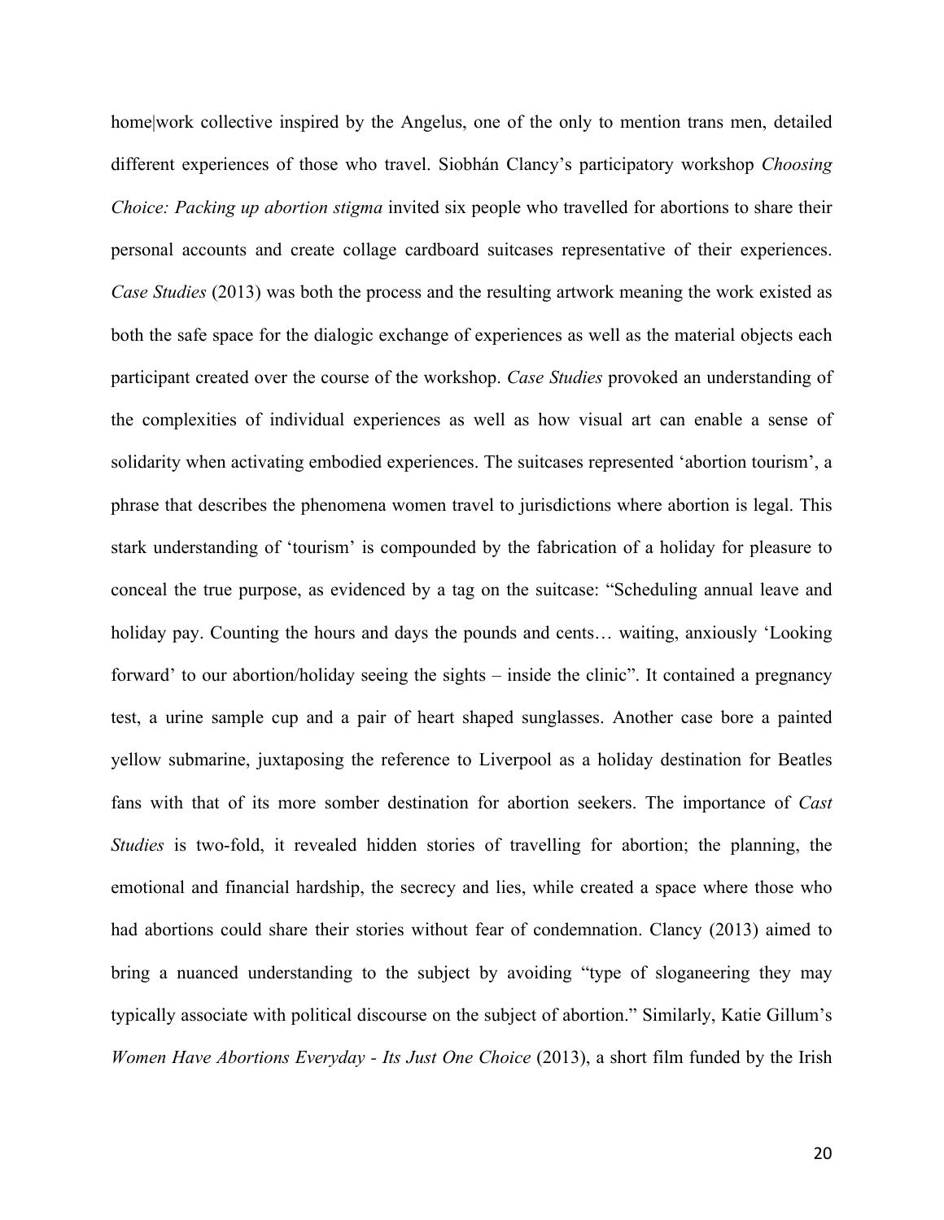home|work collective inspired by the Angelus, one of the only to mention trans men, detailed different experiences of those who travel. Siobhán Clancy's participatory workshop *Choosing Choice: Packing up abortion stigma* invited six people who travelled for abortions to share their personal accounts and create collage cardboard suitcases representative of their experiences. *Case Studies* (2013) was both the process and the resulting artwork meaning the work existed as both the safe space for the dialogic exchange of experiences as well as the material objects each participant created over the course of the workshop. *Case Studies* provoked an understanding of the complexities of individual experiences as well as how visual art can enable a sense of solidarity when activating embodied experiences. The suitcases represented 'abortion tourism', a phrase that describes the phenomena women travel to jurisdictions where abortion is legal. This stark understanding of 'tourism' is compounded by the fabrication of a holiday for pleasure to conceal the true purpose, as evidenced by a tag on the suitcase: "Scheduling annual leave and holiday pay. Counting the hours and days the pounds and cents… waiting, anxiously 'Looking forward' to our abortion/holiday seeing the sights – inside the clinic". It contained a pregnancy test, a urine sample cup and a pair of heart shaped sunglasses. Another case bore a painted yellow submarine, juxtaposing the reference to Liverpool as a holiday destination for Beatles fans with that of its more somber destination for abortion seekers. The importance of *Cast Studies* is two-fold, it revealed hidden stories of travelling for abortion; the planning, the emotional and financial hardship, the secrecy and lies, while created a space where those who had abortions could share their stories without fear of condemnation. Clancy (2013) aimed to bring a nuanced understanding to the subject by avoiding "type of sloganeering they may typically associate with political discourse on the subject of abortion." Similarly, Katie Gillum's *Women Have Abortions Everyday - Its Just One Choice* (2013), a short film funded by the Irish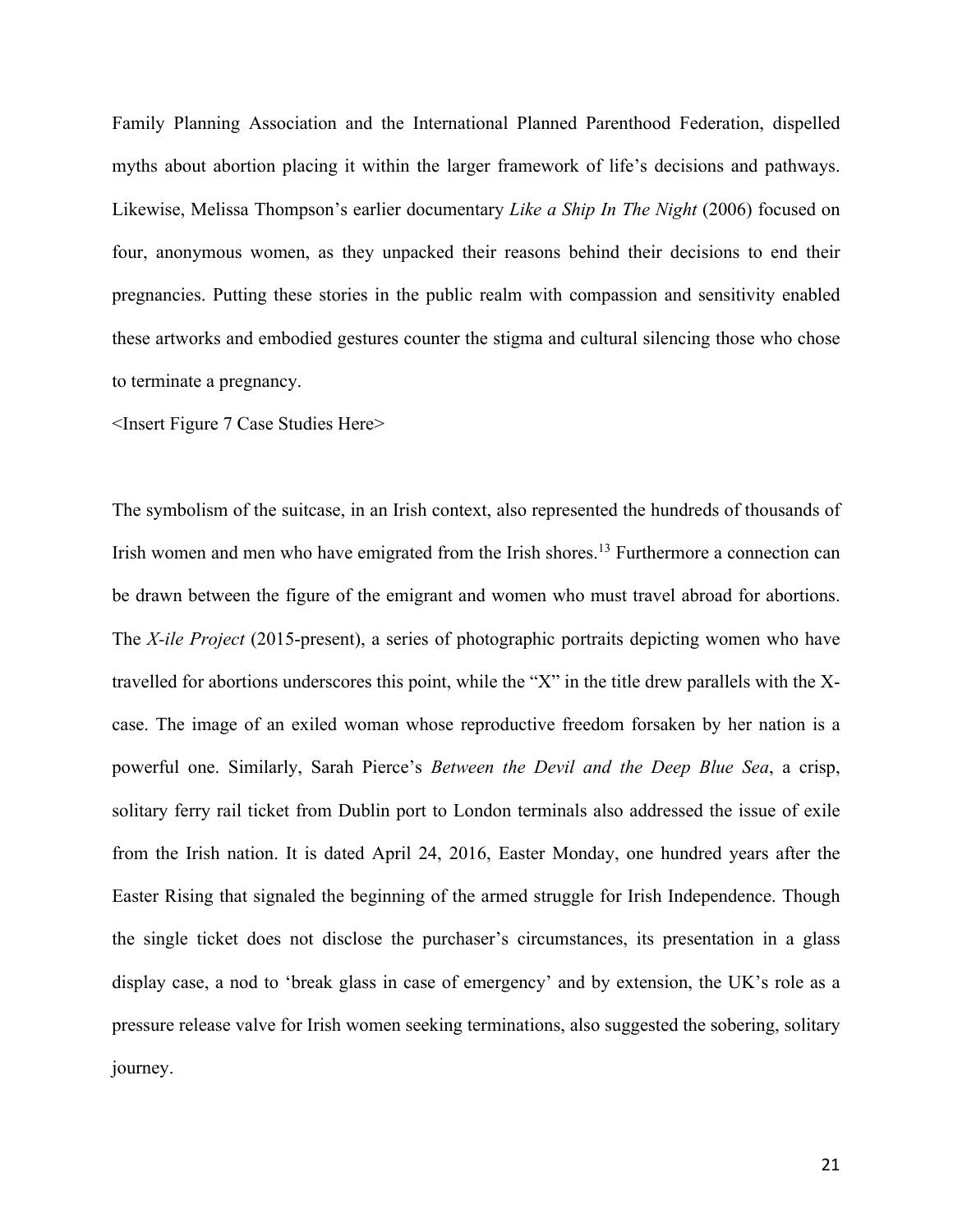Family Planning Association and the International Planned Parenthood Federation, dispelled myths about abortion placing it within the larger framework of life's decisions and pathways. Likewise, Melissa Thompson's earlier documentary *Like a Ship In The Night* (2006) focused on four, anonymous women, as they unpacked their reasons behind their decisions to end their pregnancies. Putting these stories in the public realm with compassion and sensitivity enabled these artworks and embodied gestures counter the stigma and cultural silencing those who chose to terminate a pregnancy.

<Insert Figure 7 Case Studies Here>

The symbolism of the suitcase, in an Irish context, also represented the hundreds of thousands of Irish women and men who have emigrated from the Irish shores.[13] Furthermore a connection can be drawn between the figure of the emigrant and women who must travel abroad for abortions. The *X-ile Project* (2015-present), a series of photographic portraits depicting women who have travelled for abortions underscores this point, while the "X" in the title drew parallels with the X-case. The image of an exiled woman whose reproductive freedom forsaken by her nation is a powerful one. Similarly, Sarah Pierce's *Between the Devil and the Deep Blue Sea*, a crisp, solitary ferry rail ticket from Dublin port to London terminals also addressed the issue of exile from the Irish nation. It is dated April 24, 2016, Easter Monday, one hundred years after the Easter Rising that signaled the beginning of the armed struggle for Irish Independence. Though the single ticket does not disclose the purchaser's circumstances, its presentation in a glass display case, a nod to 'break glass in case of emergency' and by extension, the UK's role as a pressure release valve for Irish women seeking terminations, also suggested the sobering, solitary journey.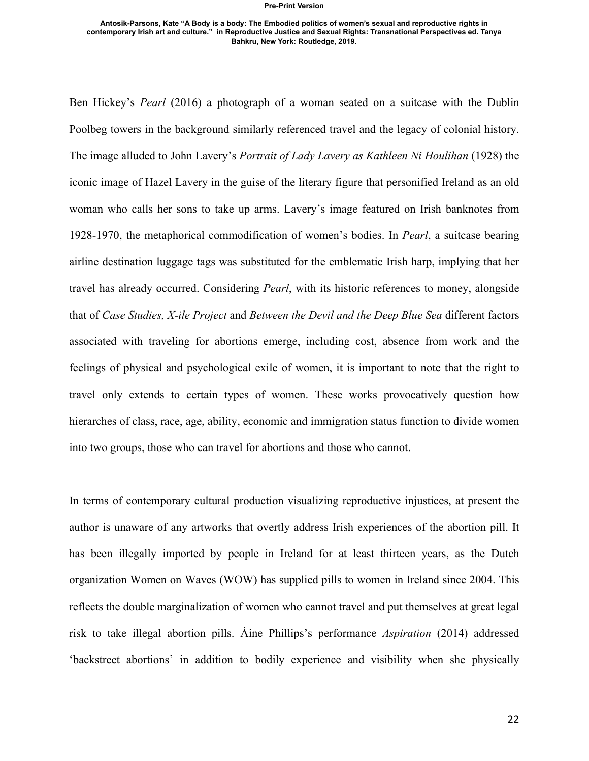Ben Hickey's *Pearl* (2016) a photograph of a woman seated on a suitcase with the Dublin Poolbeg towers in the background similarly referenced travel and the legacy of colonial history. The image alluded to John Lavery's *Portrait of Lady Lavery as Kathleen Ni Houlihan* (1928) the iconic image of Hazel Lavery in the guise of the literary figure that personified Ireland as an old woman who calls her sons to take up arms. Lavery's image featured on Irish banknotes from 1928-1970, the metaphorical commodification of women's bodies. In *Pearl*, a suitcase bearing airline destination luggage tags was substituted for the emblematic Irish harp, implying that her travel has already occurred. Considering *Pearl*, with its historic references to money, alongside that of *Case Studies, X-ile Project* and *Between the Devil and the Deep Blue Sea* different factors associated with traveling for abortions emerge, including cost, absence from work and the feelings of physical and psychological exile of women, it is important to note that the right to travel only extends to certain types of women. These works provocatively question how hierarches of class, race, age, ability, economic and immigration status function to divide women into two groups, those who can travel for abortions and those who cannot.

In terms of contemporary cultural production visualizing reproductive injustices, at present the author is unaware of any artworks that overtly address Irish experiences of the abortion pill. It has been illegally imported by people in Ireland for at least thirteen years, as the Dutch organization Women on Waves (WOW) has supplied pills to women in Ireland since 2004. This reflects the double marginalization of women who cannot travel and put themselves at great legal risk to take illegal abortion pills. Áine Phillips's performance *Aspiration* (2014) addressed 'backstreet abortions' in addition to bodily experience and visibility when she physically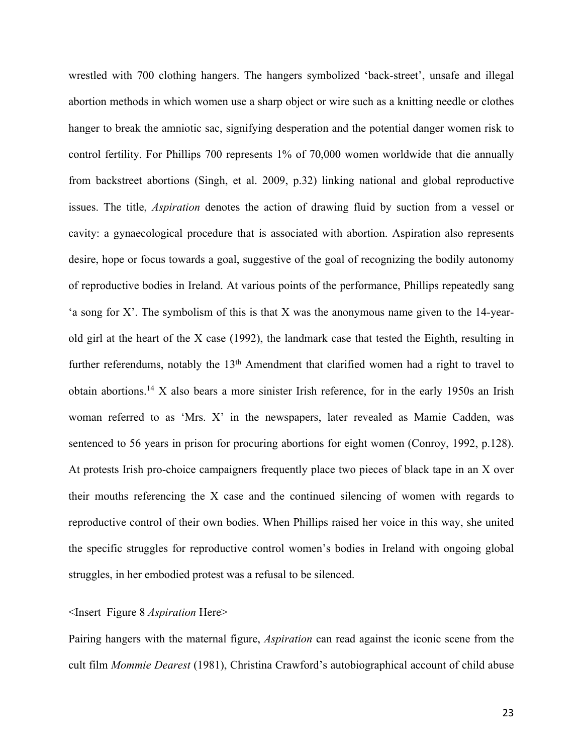wrestled with 700 clothing hangers. The hangers symbolized 'back-street', unsafe and illegal abortion methods in which women use a sharp object or wire such as a knitting needle or clothes hanger to break the amniotic sac, signifying desperation and the potential danger women risk to control fertility. For Phillips 700 represents 1% of 70,000 women worldwide that die annually from backstreet abortions (Singh, et al. 2009, p.32) linking national and global reproductive issues. The title, *Aspiration* denotes the action of drawing fluid by suction from a vessel or cavity: a gynaecological procedure that is associated with abortion. Aspiration also represents desire, hope or focus towards a goal, suggestive of the goal of recognizing the bodily autonomy of reproductive bodies in Ireland. At various points of the performance, Phillips repeatedly sang 'a song for X'. The symbolism of this is that X was the anonymous name given to the 14-year-old girl at the heart of the X case (1992), the landmark case that tested the Eighth, resulting in further referendums, notably the 13th Amendment that clarified women had a right to travel to obtain abortions.[14] X also bears a more sinister Irish reference, for in the early 1950s an Irish woman referred to as 'Mrs. X' in the newspapers, later revealed as Mamie Cadden, was sentenced to 56 years in prison for procuring abortions for eight women (Conroy, 1992, p.128). At protests Irish pro-choice campaigners frequently place two pieces of black tape in an X over their mouths referencing the X case and the continued silencing of women with regards to reproductive control of their own bodies. When Phillips raised her voice in this way, she united the specific struggles for reproductive control women's bodies in Ireland with ongoing global struggles, in her embodied protest was a refusal to be silenced.

<Insert Figure 8 *Aspiration* Here>

Pairing hangers with the maternal figure, *Aspiration* can read against the iconic scene from the cult film *Mommie Dearest* (1981), Christina Crawford's autobiographical account of child abuse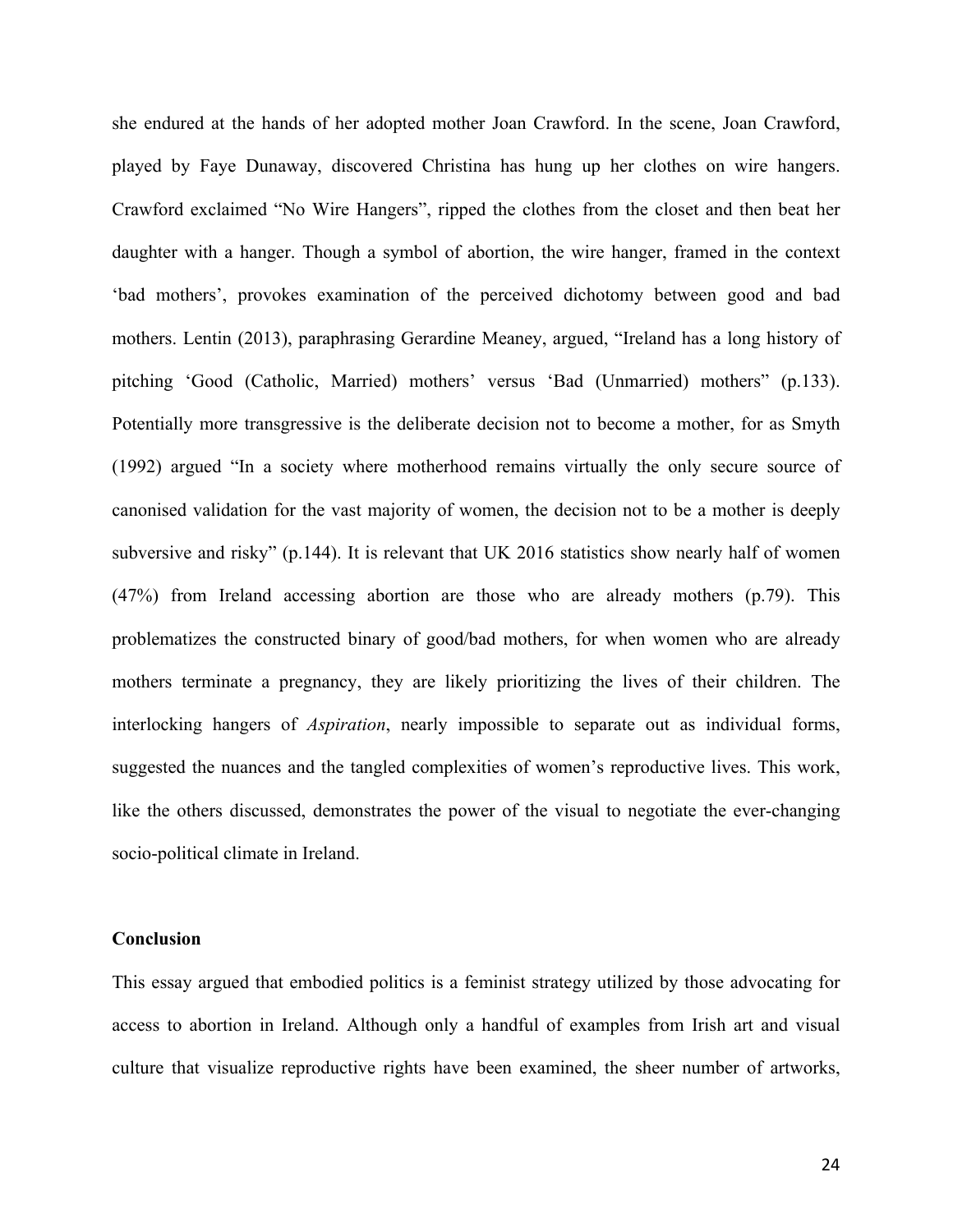she endured at the hands of her adopted mother Joan Crawford. In the scene, Joan Crawford, played by Faye Dunaway, discovered Christina has hung up her clothes on wire hangers. Crawford exclaimed "No Wire Hangers", ripped the clothes from the closet and then beat her daughter with a hanger. Though a symbol of abortion, the wire hanger, framed in the context 'bad mothers', provokes examination of the perceived dichotomy between good and bad mothers. Lentin (2013), paraphrasing Gerardine Meaney, argued, "Ireland has a long history of pitching 'Good (Catholic, Married) mothers' versus 'Bad (Unmarried) mothers" (p.133). Potentially more transgressive is the deliberate decision not to become a mother, for as Smyth (1992) argued "In a society where motherhood remains virtually the only secure source of canonised validation for the vast majority of women, the decision not to be a mother is deeply subversive and risky" (p.144). It is relevant that UK 2016 statistics show nearly half of women (47%) from Ireland accessing abortion are those who are already mothers (p.79). This problematizes the constructed binary of good/bad mothers, for when women who are already mothers terminate a pregnancy, they are likely prioritizing the lives of their children. The interlocking hangers of *Aspiration*, nearly impossible to separate out as individual forms, suggested the nuances and the tangled complexities of women's reproductive lives. This work, like the others discussed, demonstrates the power of the visual to negotiate the ever-changing socio-political climate in Ireland.

**Conclusion**

This essay argued that embodied politics is a feminist strategy utilized by those advocating for access to abortion in Ireland. Although only a handful of examples from Irish art and visual culture that visualize reproductive rights have been examined, the sheer number of artworks,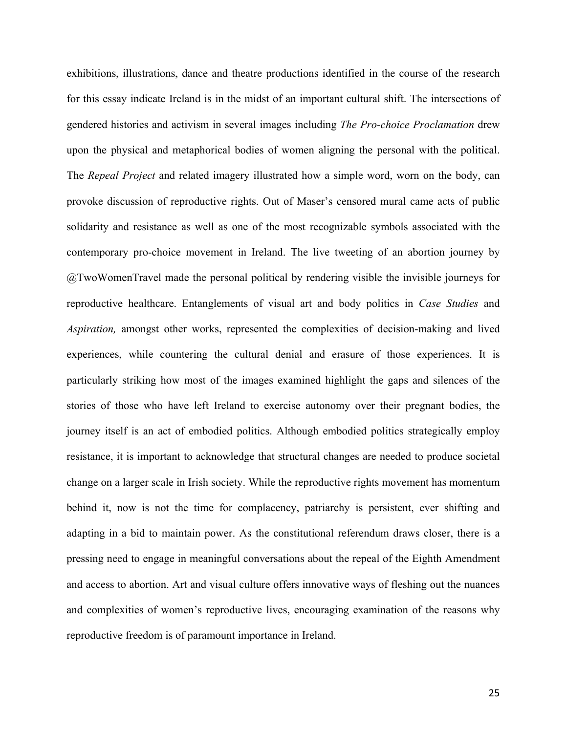exhibitions, illustrations, dance and theatre productions identified in the course of the research for this essay indicate Ireland is in the midst of an important cultural shift. The intersections of gendered histories and activism in several images including *The Pro-choice Proclamation* drew upon the physical and metaphorical bodies of women aligning the personal with the political. The *Repeal Project* and related imagery illustrated how a simple word, worn on the body, can provoke discussion of reproductive rights. Out of Maser's censored mural came acts of public solidarity and resistance as well as one of the most recognizable symbols associated with the contemporary pro-choice movement in Ireland. The live tweeting of an abortion journey by @TwoWomenTravel made the personal political by rendering visible the invisible journeys for reproductive healthcare. Entanglements of visual art and body politics in *Case Studies* and *Aspiration,* amongst other works, represented the complexities of decision-making and lived experiences, while countering the cultural denial and erasure of those experiences. It is particularly striking how most of the images examined highlight the gaps and silences of the stories of those who have left Ireland to exercise autonomy over their pregnant bodies, the journey itself is an act of embodied politics. Although embodied politics strategically employ resistance, it is important to acknowledge that structural changes are needed to produce societal change on a larger scale in Irish society. While the reproductive rights movement has momentum behind it, now is not the time for complacency, patriarchy is persistent, ever shifting and adapting in a bid to maintain power. As the constitutional referendum draws closer, there is a pressing need to engage in meaningful conversations about the repeal of the Eighth Amendment and access to abortion. Art and visual culture offers innovative ways of fleshing out the nuances and complexities of women's reproductive lives, encouraging examination of the reasons why reproductive freedom is of paramount importance in Ireland.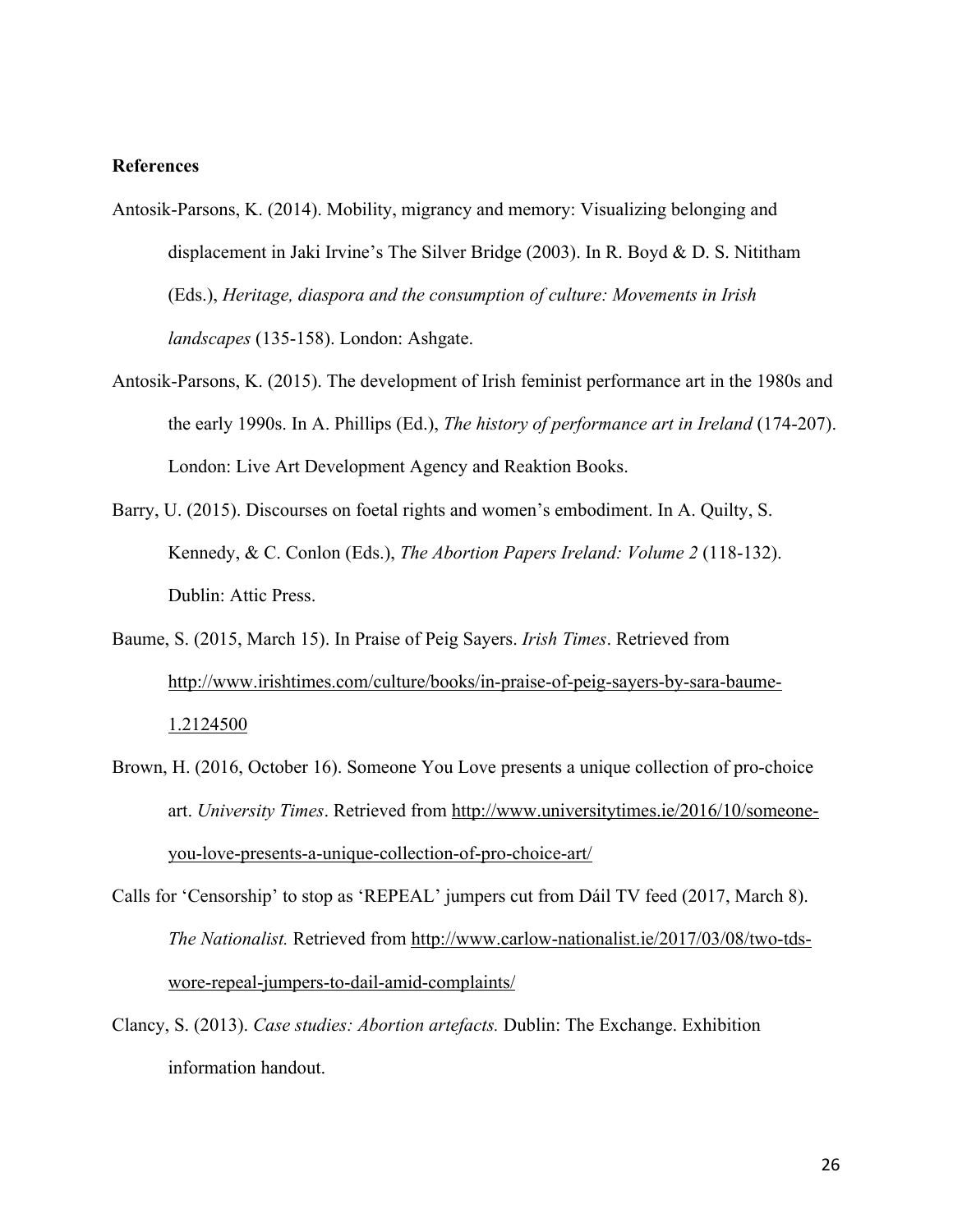**References**

Antosik-Parsons, K. (2014). Mobility, migrancy and memory: Visualizing belonging and displacement in Jaki Irvine's The Silver Bridge (2003). In R. Boyd & D. S. Nititham (Eds.), *Heritage, diaspora and the consumption of culture: Movements in Irish landscapes* (135-158). London: Ashgate.

Antosik-Parsons, K. (2015). The development of Irish feminist performance art in the 1980s and the early 1990s. In A. Phillips (Ed.), *The history of performance art in Ireland* (174-207). London: Live Art Development Agency and Reaktion Books.

Barry, U. (2015). Discourses on foetal rights and women's embodiment. In A. Quilty, S. Kennedy, & C. Conlon (Eds.), *The Abortion Papers Ireland: Volume 2* (118-132). Dublin: Attic Press.

Baume, S. (2015, March 15). In Praise of Peig Sayers. *Irish Times*. Retrieved from http://www.irishtimes.com/culture/books/in-praise-of-peig-sayers-by-sara-baume-1.2124500

Brown, H. (2016, October 16). Someone You Love presents a unique collection of pro-choice art. *University Times*. Retrieved from http://www.universitytimes.ie/2016/10/someone-you-love-presents-a-unique-collection-of-pro-choice-art/

Calls for 'Censorship' to stop as 'REPEAL' jumpers cut from Dáil TV feed (2017, March 8). *The Nationalist.* Retrieved from http://www.carlow-nationalist.ie/2017/03/08/two-tds-wore-repeal-jumpers-to-dail-amid-complaints/

Clancy, S. (2013). *Case studies: Abortion artefacts.* Dublin: The Exchange. Exhibition information handout.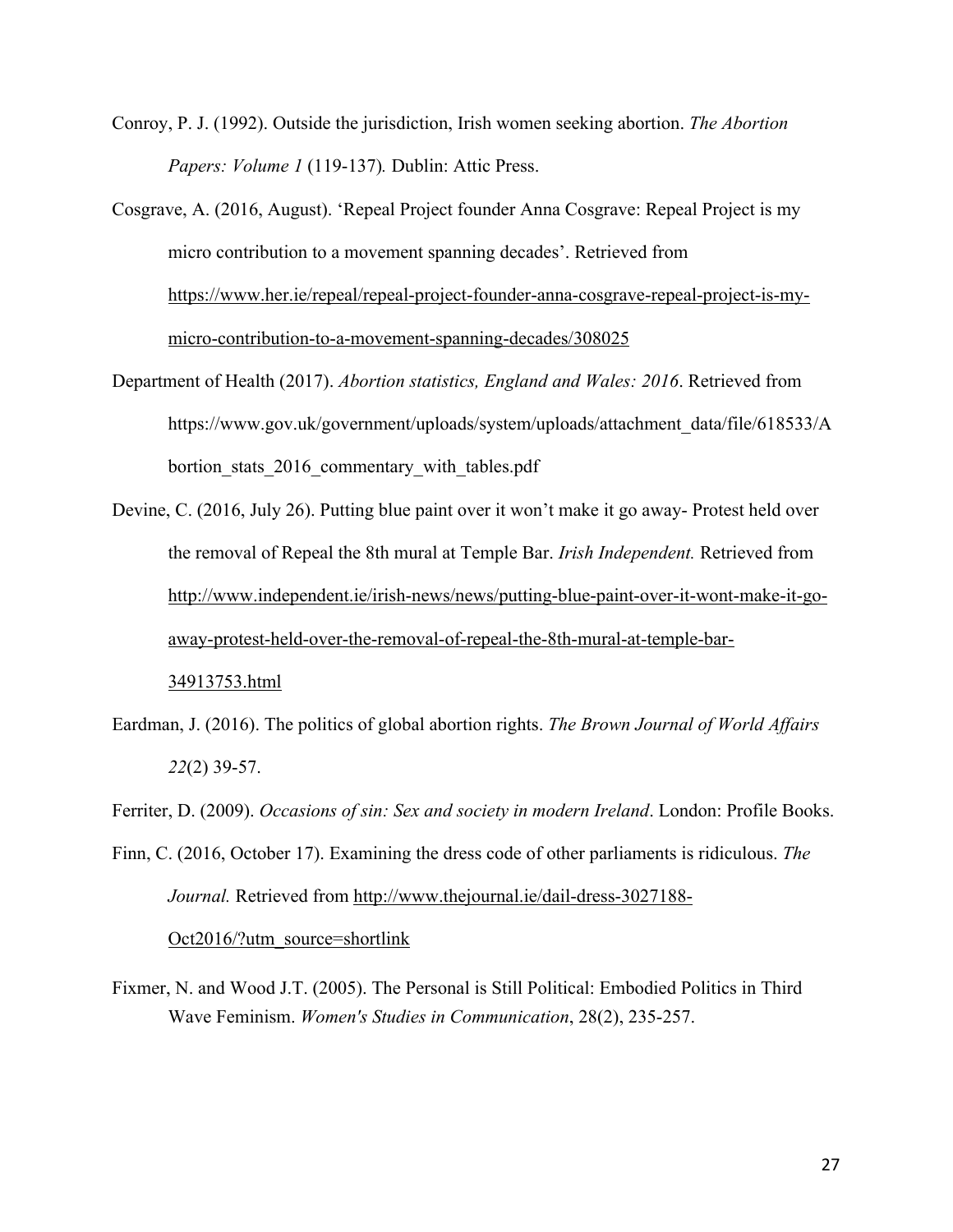Conroy, P. J. (1992). Outside the jurisdiction, Irish women seeking abortion. *The Abortion Papers: Volume 1* (119-137)*.* Dublin: Attic Press.

Cosgrave, A. (2016, August). 'Repeal Project founder Anna Cosgrave: Repeal Project is my micro contribution to a movement spanning decades'. Retrieved from https://www.her.ie/repeal/repeal-project-founder-anna-cosgrave-repeal-project-is-my-micro-contribution-to-a-movement-spanning-decades/308025

Department of Health (2017). *Abortion statistics, England and Wales: 2016*. Retrieved from https://www.gov.uk/government/uploads/system/uploads/attachment_data/file/618533/Abortion_stats_2016_commentary_with_tables.pdf

Devine, C. (2016, July 26). Putting blue paint over it won't make it go away- Protest held over the removal of Repeal the 8th mural at Temple Bar. *Irish Independent.* Retrieved from http://www.independent.ie/irish-news/news/putting-blue-paint-over-it-wont-make-it-go-away-protest-held-over-the-removal-of-repeal-the-8th-mural-at-temple-bar-34913753.html

Eardman, J. (2016). The politics of global abortion rights. *The Brown Journal of World Affairs 22*(2) 39-57.

Ferriter, D. (2009). *Occasions of sin: Sex and society in modern Ireland*. London: Profile Books.

Finn, C. (2016, October 17). Examining the dress code of other parliaments is ridiculous. *The Journal.* Retrieved from http://www.thejournal.ie/dail-dress-3027188-Oct2016/?utm_source=shortlink

Fixmer, N. and Wood J.T. (2005). The Personal is Still Political: Embodied Politics in Third Wave Feminism. *Women's Studies in Communication*, 28(2), 235-257.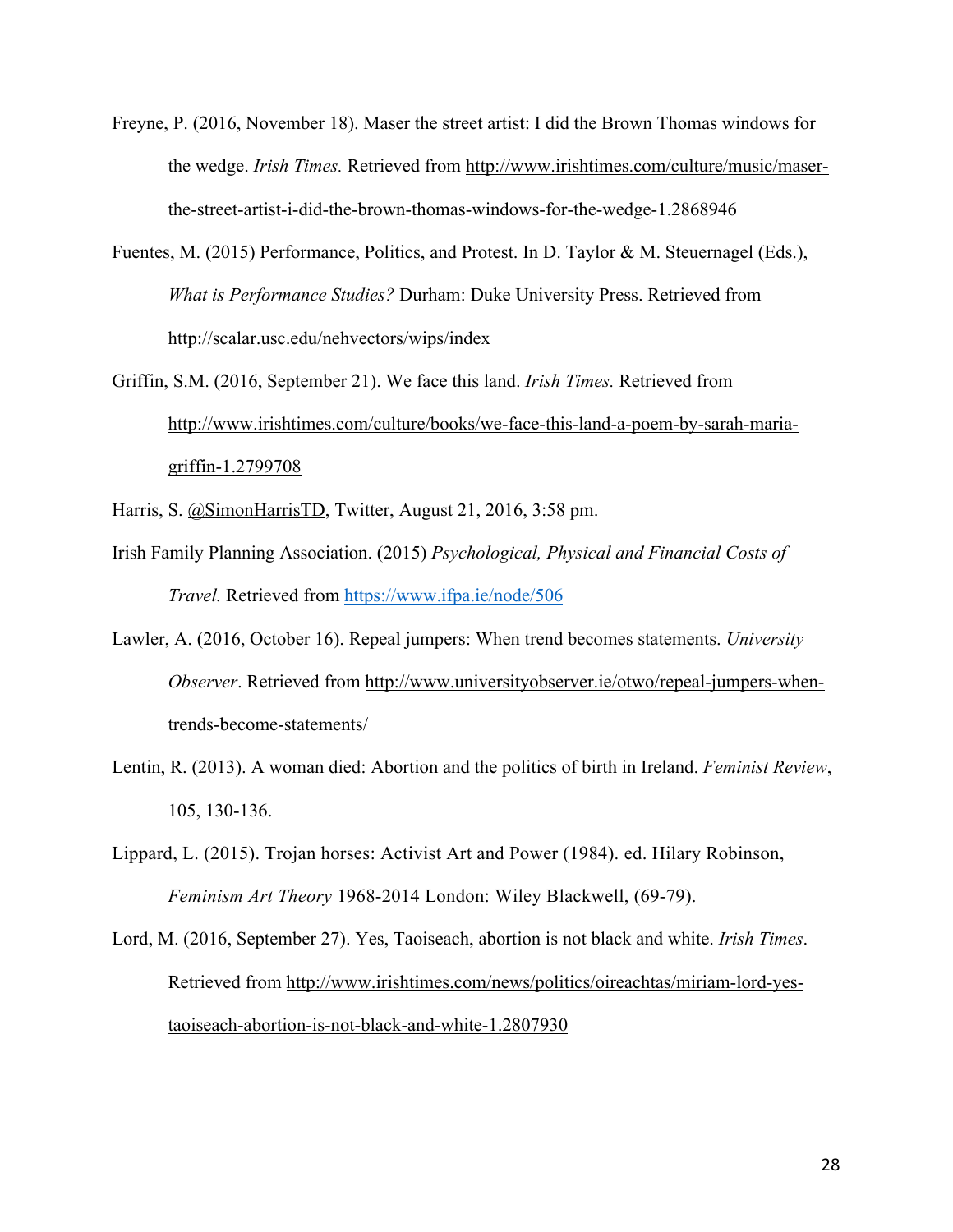Freyne, P. (2016, November 18). Maser the street artist: I did the Brown Thomas windows for the wedge. *Irish Times.* Retrieved from http://www.irishtimes.com/culture/music/maser-the-street-artist-i-did-the-brown-thomas-windows-for-the-wedge-1.2868946

Fuentes, M. (2015) Performance, Politics, and Protest. In D. Taylor & M. Steuernagel (Eds.), *What is Performance Studies?* Durham: Duke University Press. Retrieved from http://scalar.usc.edu/nehvectors/wips/index

Griffin, S.M. (2016, September 21). We face this land. *Irish Times.* Retrieved from http://www.irishtimes.com/culture/books/we-face-this-land-a-poem-by-sarah-maria-griffin-1.2799708

Harris, S. @SimonHarrisTD, Twitter, August 21, 2016, 3:58 pm.

Irish Family Planning Association. (2015) *Psychological, Physical and Financial Costs of Travel.* Retrieved from https://www.ifpa.ie/node/506

Lawler, A. (2016, October 16). Repeal jumpers: When trend becomes statements. *University Observer*. Retrieved from http://www.universityobserver.ie/otwo/repeal-jumpers-when-trends-become-statements/

Lentin, R. (2013). A woman died: Abortion and the politics of birth in Ireland. *Feminist Review*, 105, 130-136.

Lippard, L. (2015). Trojan horses: Activist Art and Power (1984). ed. Hilary Robinson, *Feminism Art Theory* 1968-2014 London: Wiley Blackwell, (69-79).

Lord, M. (2016, September 27). Yes, Taoiseach, abortion is not black and white. *Irish Times*. Retrieved from http://www.irishtimes.com/news/politics/oireachtas/miriam-lord-yes-taoiseach-abortion-is-not-black-and-white-1.2807930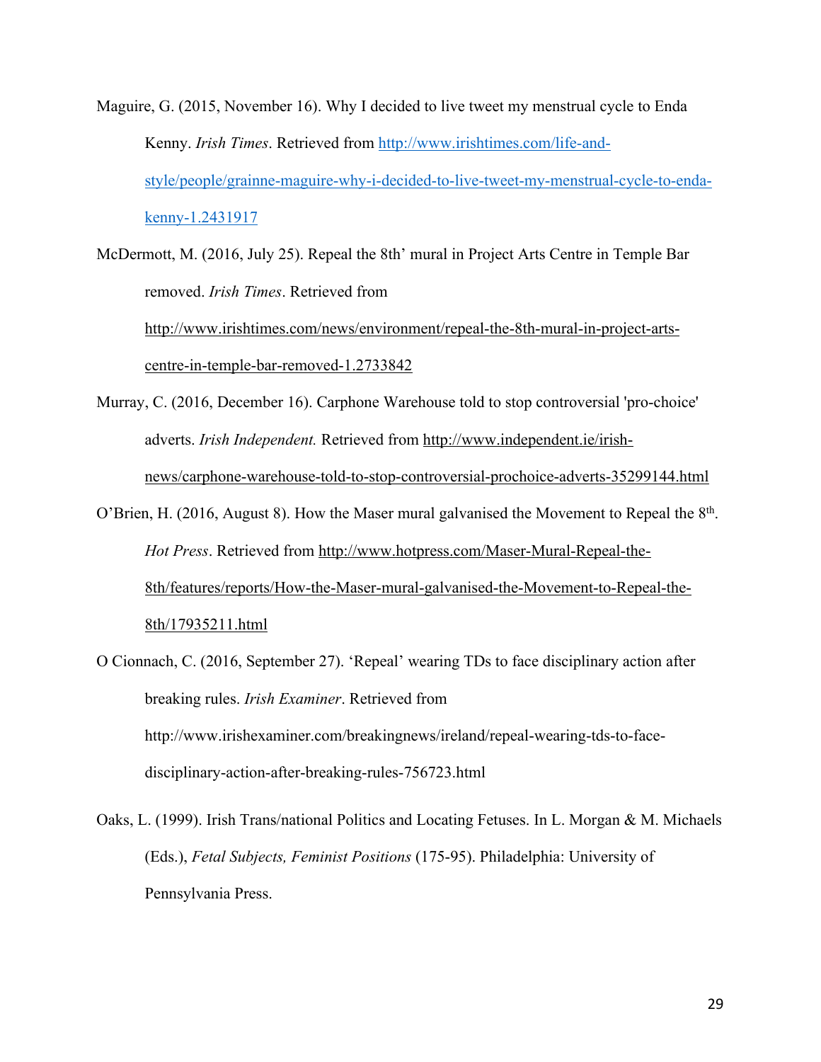Maguire, G. (2015, November 16). Why I decided to live tweet my menstrual cycle to Enda Kenny. *Irish Times*. Retrieved from http://www.irishtimes.com/life-and-style/people/grainne-maguire-why-i-decided-to-live-tweet-my-menstrual-cycle-to-enda-kenny-1.2431917

McDermott, M. (2016, July 25). Repeal the 8th' mural in Project Arts Centre in Temple Bar removed. *Irish Times*. Retrieved from http://www.irishtimes.com/news/environment/repeal-the-8th-mural-in-project-arts-centre-in-temple-bar-removed-1.2733842

Murray, C. (2016, December 16). Carphone Warehouse told to stop controversial 'pro-choice' adverts. *Irish Independent.* Retrieved from http://www.independent.ie/irish-news/carphone-warehouse-told-to-stop-controversial-prochoice-adverts-35299144.html

O'Brien, H. (2016, August 8). How the Maser mural galvanised the Movement to Repeal the 8th. *Hot Press*. Retrieved from http://www.hotpress.com/Maser-Mural-Repeal-the-8th/features/reports/How-the-Maser-mural-galvanised-the-Movement-to-Repeal-the-8th/17935211.html

O Cionnach, C. (2016, September 27). 'Repeal' wearing TDs to face disciplinary action after breaking rules. *Irish Examiner*. Retrieved from http://www.irishexaminer.com/breakingnews/ireland/repeal-wearing-tds-to-face-disciplinary-action-after-breaking-rules-756723.html

Oaks, L. (1999). Irish Trans/national Politics and Locating Fetuses. In L. Morgan & M. Michaels (Eds.), *Fetal Subjects, Feminist Positions* (175-95). Philadelphia: University of Pennsylvania Press.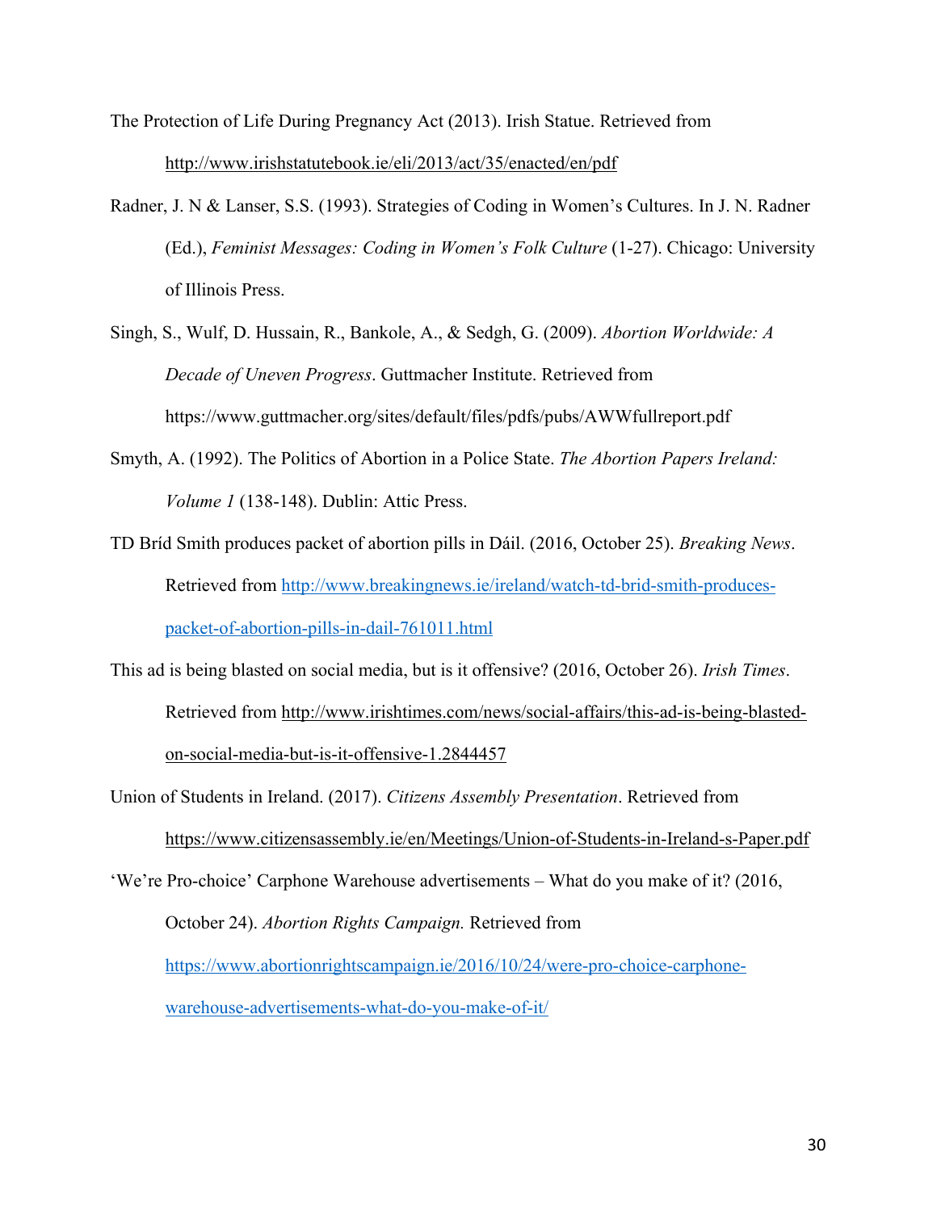The Protection of Life During Pregnancy Act (2013). Irish Statue. Retrieved from http://www.irishstatutebook.ie/eli/2013/act/35/enacted/en/pdf

Radner, J. N & Lanser, S.S. (1993). Strategies of Coding in Women's Cultures. In J. N. Radner (Ed.), *Feminist Messages: Coding in Women's Folk Culture* (1-27). Chicago: University of Illinois Press.

Singh, S., Wulf, D. Hussain, R., Bankole, A., & Sedgh, G. (2009). *Abortion Worldwide: A Decade of Uneven Progress*. Guttmacher Institute. Retrieved from https://www.guttmacher.org/sites/default/files/pdfs/pubs/AWWfullreport.pdf

Smyth, A. (1992). The Politics of Abortion in a Police State. *The Abortion Papers Ireland: Volume 1* (138-148). Dublin: Attic Press.

TD Bríd Smith produces packet of abortion pills in Dáil. (2016, October 25). *Breaking News*. Retrieved from http://www.breakingnews.ie/ireland/watch-td-brid-smith-produces-packet-of-abortion-pills-in-dail-761011.html

This ad is being blasted on social media, but is it offensive? (2016, October 26). *Irish Times*. Retrieved from http://www.irishtimes.com/news/social-affairs/this-ad-is-being-blasted-on-social-media-but-is-it-offensive-1.2844457

Union of Students in Ireland. (2017). *Citizens Assembly Presentation*. Retrieved from https://www.citizensassembly.ie/en/Meetings/Union-of-Students-in-Ireland-s-Paper.pdf

'We're Pro-choice' Carphone Warehouse advertisements – What do you make of it? (2016, October 24). *Abortion Rights Campaign.* Retrieved from https://www.abortionrightscampaign.ie/2016/10/24/were-pro-choice-carphone-warehouse-advertisements-what-do-you-make-of-it/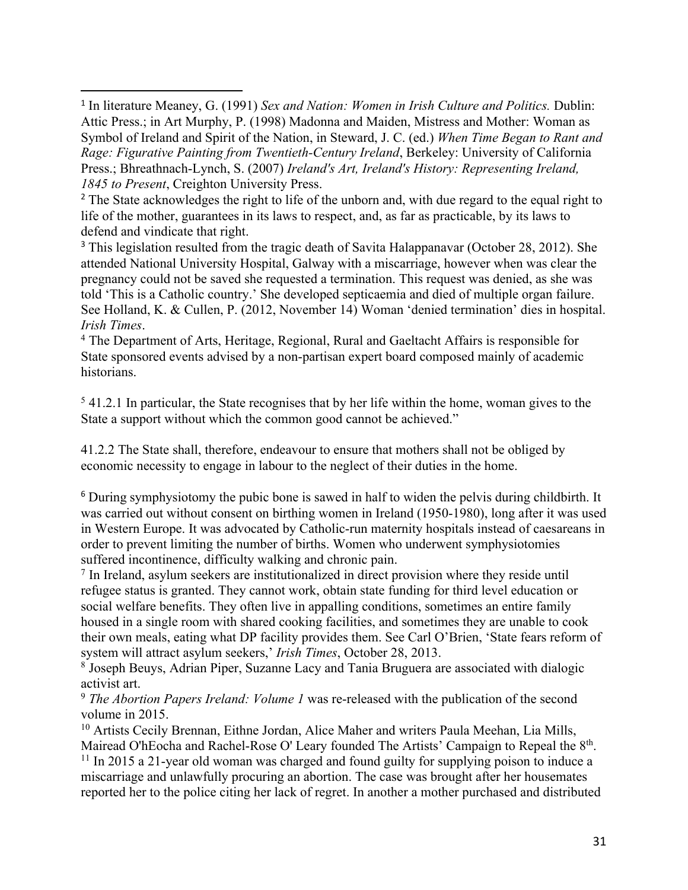[1] In literature Meaney, G. (1991) *Sex and Nation: Women in Irish Culture and Politics.* Dublin: Attic Press.; in Art Murphy, P. (1998) Madonna and Maiden, Mistress and Mother: Woman as Symbol of Ireland and Spirit of the Nation, in Steward, J. C. (ed.) *When Time Began to Rant and Rage: Figurative Painting from Twentieth-Century Ireland*, Berkeley: University of California Press.; Bhreathnach-Lynch, S. (2007) *Ireland's Art, Ireland's History: Representing Ireland, 1845 to Present*, Creighton University Press.

[2] The State acknowledges the right to life of the unborn and, with due regard to the equal right to life of the mother, guarantees in its laws to respect, and, as far as practicable, by its laws to defend and vindicate that right.

[3] This legislation resulted from the tragic death of Savita Halappanavar (October 28, 2012). She attended National University Hospital, Galway with a miscarriage, however when was clear the pregnancy could not be saved she requested a termination. This request was denied, as she was told 'This is a Catholic country.' She developed septicaemia and died of multiple organ failure. See Holland, K. & Cullen, P. (2012, November 14) Woman 'denied termination' dies in hospital. *Irish Times*.

[4] The Department of Arts, Heritage, Regional, Rural and Gaeltacht Affairs is responsible for State sponsored events advised by a non-partisan expert board composed mainly of academic historians.

[5] 41.2.1 In particular, the State recognises that by her life within the home, woman gives to the State a support without which the common good cannot be achieved."

41.2.2 The State shall, therefore, endeavour to ensure that mothers shall not be obliged by economic necessity to engage in labour to the neglect of their duties in the home.

[6] During symphysiotomy the pubic bone is sawed in half to widen the pelvis during childbirth. It was carried out without consent on birthing women in Ireland (1950-1980), long after it was used in Western Europe. It was advocated by Catholic-run maternity hospitals instead of caesareans in order to prevent limiting the number of births. Women who underwent symphysiotomies suffered incontinence, difficulty walking and chronic pain.

[7] In Ireland, asylum seekers are institutionalized in direct provision where they reside until refugee status is granted. They cannot work, obtain state funding for third level education or social welfare benefits. They often live in appalling conditions, sometimes an entire family housed in a single room with shared cooking facilities, and sometimes they are unable to cook their own meals, eating what DP facility provides them. See Carl O'Brien, 'State fears reform of system will attract asylum seekers,' *Irish Times*, October 28, 2013.

[8] Joseph Beuys, Adrian Piper, Suzanne Lacy and Tania Bruguera are associated with dialogic activist art.

[9] *The Abortion Papers Ireland: Volume 1* was re-released with the publication of the second volume in 2015.

[10] Artists Cecily Brennan, Eithne Jordan, Alice Maher and writers Paula Meehan, Lia Mills, Mairead O'hEocha and Rachel-Rose O' Leary founded The Artists' Campaign to Repeal the 8th.

[11] In 2015 a 21-year old woman was charged and found guilty for supplying poison to induce a miscarriage and unlawfully procuring an abortion. The case was brought after her housemates reported her to the police citing her lack of regret. In another a mother purchased and distributed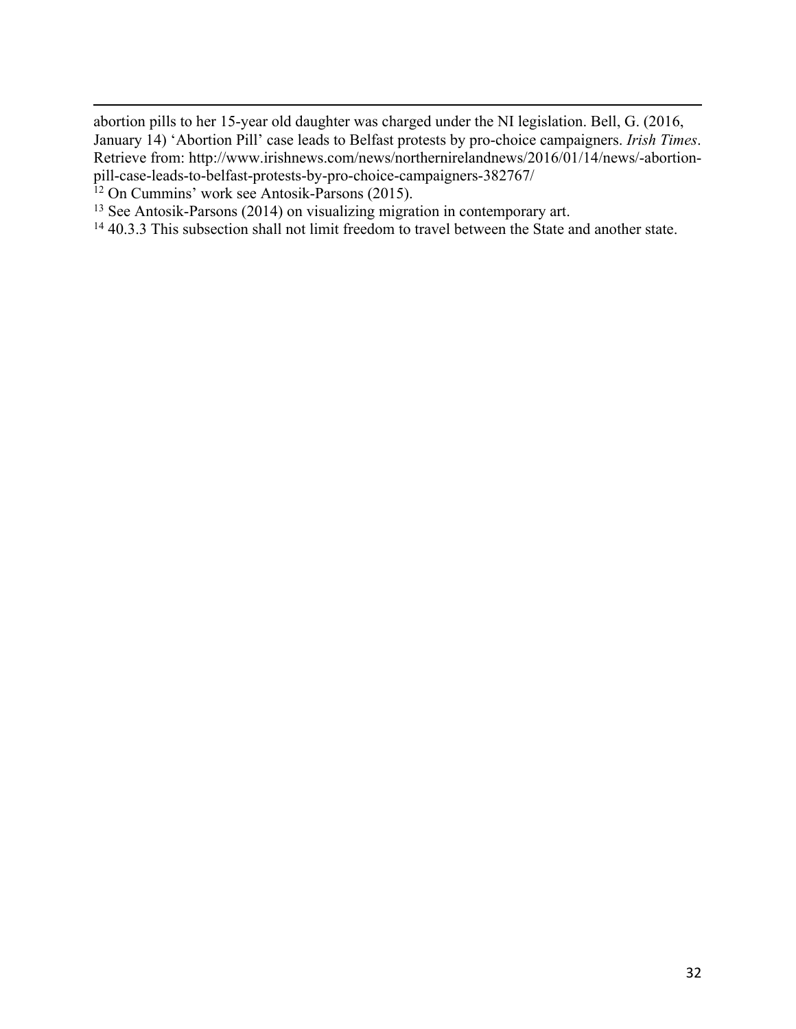abortion pills to her 15-year old daughter was charged under the NI legislation. Bell, G. (2016, January 14) 'Abortion Pill' case leads to Belfast protests by pro-choice campaigners. *Irish Times*. Retrieve from: http://www.irishnews.com/news/northernirelandnews/2016/01/14/news/-abortion-pill-case-leads-to-belfast-protests-by-pro-choice-campaigners-382767/

[12] On Cummins' work see Antosik-Parsons (2015).

[13] See Antosik-Parsons (2014) on visualizing migration in contemporary art.

[14] 40.3.3 This subsection shall not limit freedom to travel between the State and another state.